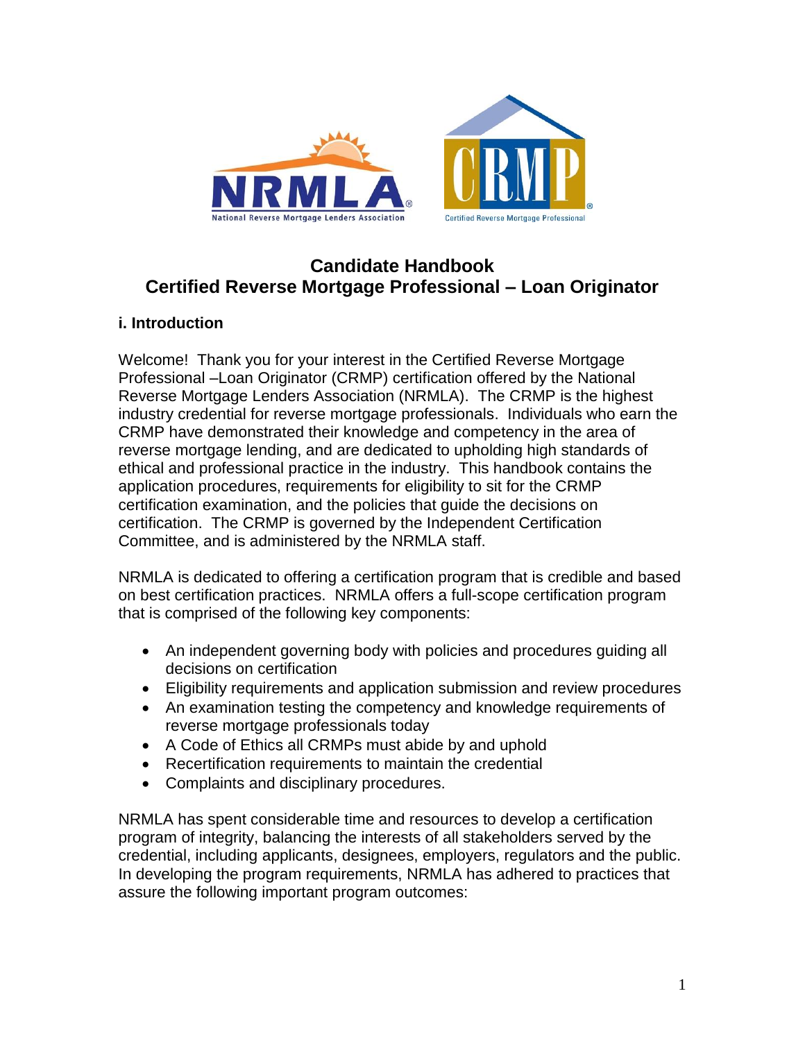# Candidate Handbook
# Certified Reverse Mortgage Professional – Loan Originator

## i. Introduction

Welcome! Thank you for your interest in the Certified Reverse Mortgage Professional –Loan Originator (CRMP) certification offered by the National Reverse Mortgage Lenders Association (NRMLA). The CRMP is the highest industry credential for reverse mortgage professionals. Individuals who earn the CRMP have demonstrated their knowledge and competency in the area of reverse mortgage lending, and are dedicated to upholding high standards of ethical and professional practice in the industry. This handbook contains the application procedures, requirements for eligibility to sit for the CRMP certification examination, and the policies that guide the decisions on certification. The CRMP is governed by the Independent Certification Committee, and is administered by the NRMLA staff.

NRMLA is dedicated to offering a certification program that is credible and based on best certification practices. NRMLA offers a full-scope certification program that is comprised of the following key components:

- An independent governing body with policies and procedures guiding all decisions on certification
- Eligibility requirements and application submission and review procedures
- An examination testing the competency and knowledge requirements of reverse mortgage professionals today
- A Code of Ethics all CRMPs must abide by and uphold
- Recertification requirements to maintain the credential
- Complaints and disciplinary procedures.

NRMLA has spent considerable time and resources to develop a certification program of integrity, balancing the interests of all stakeholders served by the credential, including applicants, designees, employers, regulators and the public. In developing the program requirements, NRMLA has adhered to practices that assure the following important program outcomes: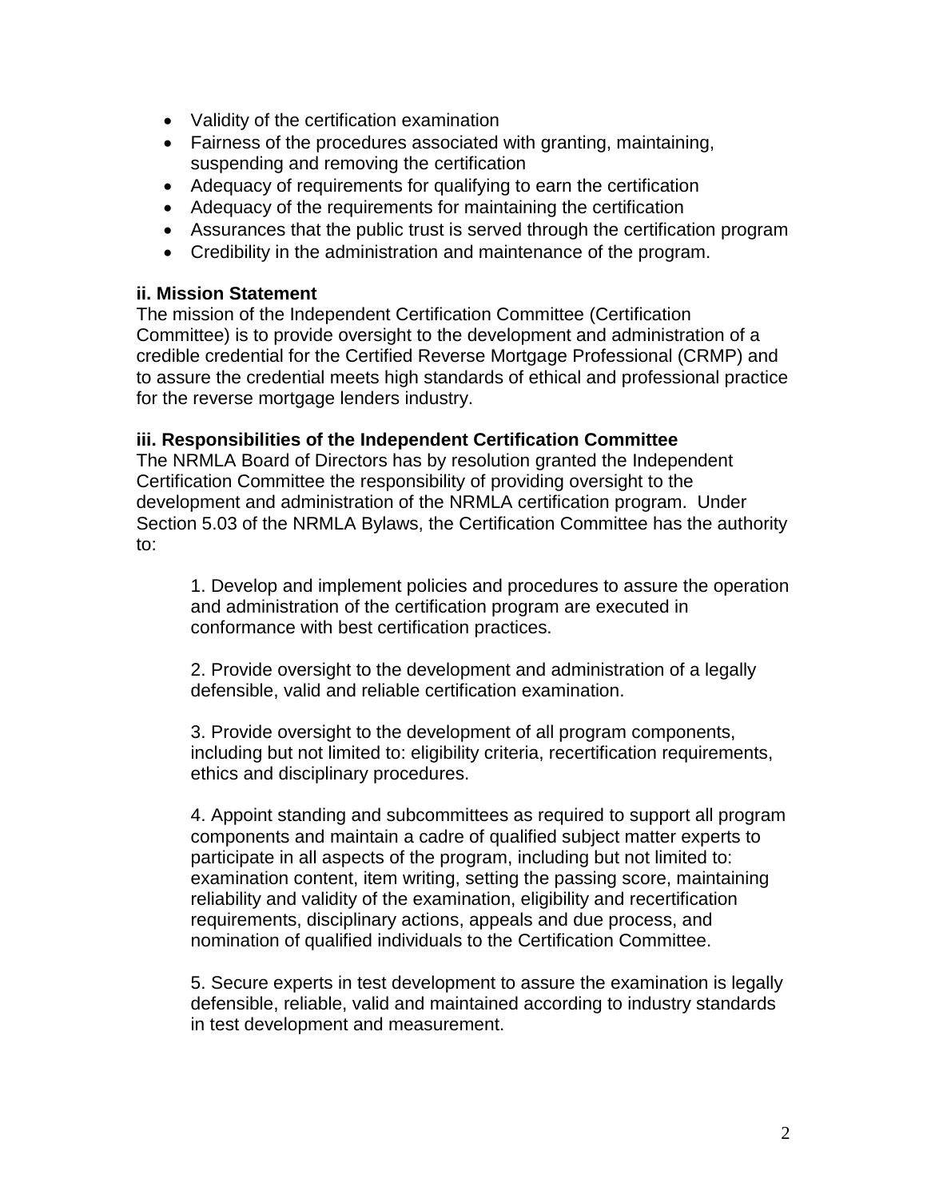- Validity of the certification examination
- Fairness of the procedures associated with granting, maintaining, suspending and removing the certification
- Adequacy of requirements for qualifying to earn the certification
- Adequacy of the requirements for maintaining the certification
- Assurances that the public trust is served through the certification program
- Credibility in the administration and maintenance of the program.

**ii. Mission Statement**

The mission of the Independent Certification Committee (Certification Committee) is to provide oversight to the development and administration of a credible credential for the Certified Reverse Mortgage Professional (CRMP) and to assure the credential meets high standards of ethical and professional practice for the reverse mortgage lenders industry.

**iii. Responsibilities of the Independent Certification Committee**

The NRMLA Board of Directors has by resolution granted the Independent Certification Committee the responsibility of providing oversight to the development and administration of the NRMLA certification program. Under Section 5.03 of the NRMLA Bylaws, the Certification Committee has the authority to:

1. Develop and implement policies and procedures to assure the operation and administration of the certification program are executed in conformance with best certification practices.

2. Provide oversight to the development and administration of a legally defensible, valid and reliable certification examination.

3. Provide oversight to the development of all program components, including but not limited to: eligibility criteria, recertification requirements, ethics and disciplinary procedures.

4. Appoint standing and subcommittees as required to support all program components and maintain a cadre of qualified subject matter experts to participate in all aspects of the program, including but not limited to: examination content, item writing, setting the passing score, maintaining reliability and validity of the examination, eligibility and recertification requirements, disciplinary actions, appeals and due process, and nomination of qualified individuals to the Certification Committee.

5. Secure experts in test development to assure the examination is legally defensible, reliable, valid and maintained according to industry standards in test development and measurement.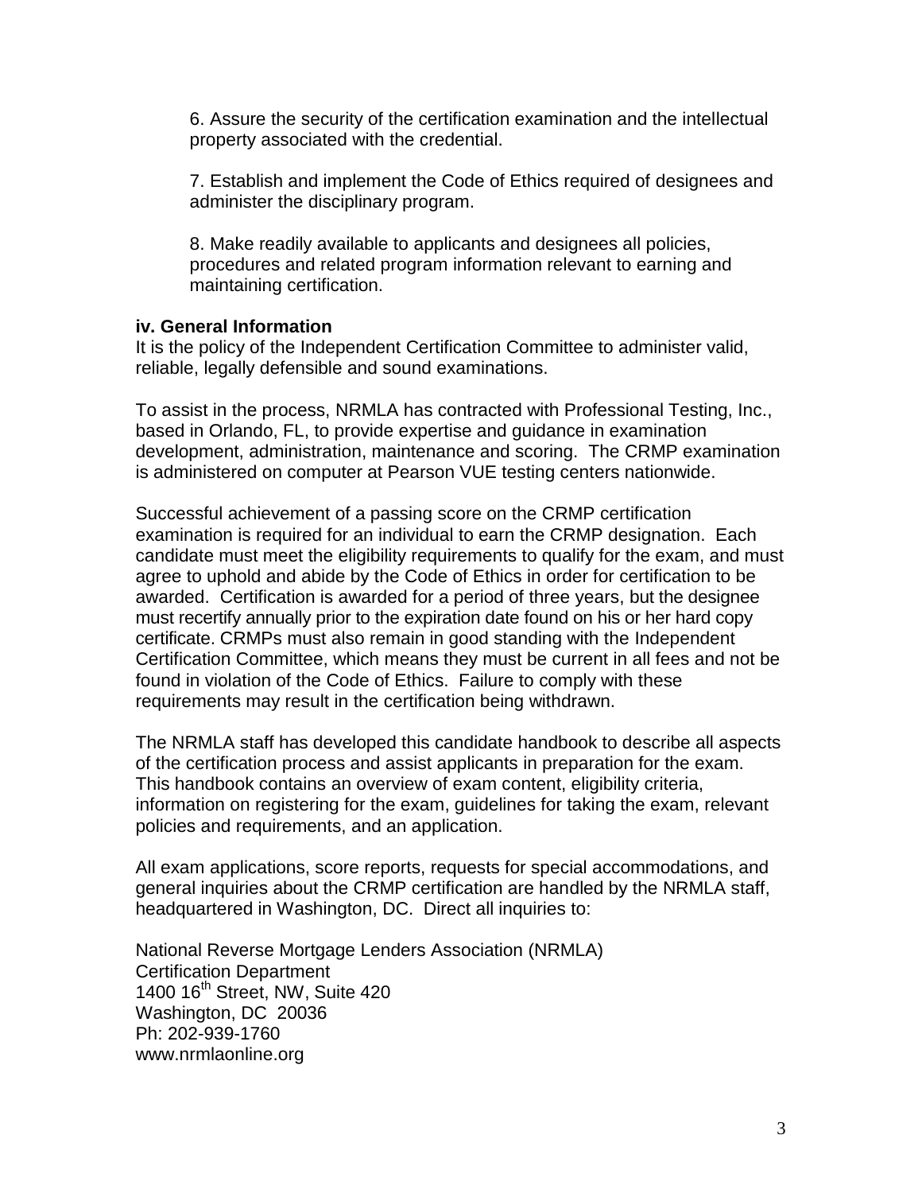6. Assure the security of the certification examination and the intellectual property associated with the credential.

7. Establish and implement the Code of Ethics required of designees and administer the disciplinary program.

8. Make readily available to applicants and designees all policies, procedures and related program information relevant to earning and maintaining certification.

**iv. General Information**

It is the policy of the Independent Certification Committee to administer valid, reliable, legally defensible and sound examinations.

To assist in the process, NRMLA has contracted with Professional Testing, Inc., based in Orlando, FL, to provide expertise and guidance in examination development, administration, maintenance and scoring. The CRMP examination is administered on computer at Pearson VUE testing centers nationwide.

Successful achievement of a passing score on the CRMP certification examination is required for an individual to earn the CRMP designation. Each candidate must meet the eligibility requirements to qualify for the exam, and must agree to uphold and abide by the Code of Ethics in order for certification to be awarded. Certification is awarded for a period of three years, but the designee must recertify annually prior to the expiration date found on his or her hard copy certificate. CRMPs must also remain in good standing with the Independent Certification Committee, which means they must be current in all fees and not be found in violation of the Code of Ethics. Failure to comply with these requirements may result in the certification being withdrawn.

The NRMLA staff has developed this candidate handbook to describe all aspects of the certification process and assist applicants in preparation for the exam. This handbook contains an overview of exam content, eligibility criteria, information on registering for the exam, guidelines for taking the exam, relevant policies and requirements, and an application.

All exam applications, score reports, requests for special accommodations, and general inquiries about the CRMP certification are handled by the NRMLA staff, headquartered in Washington, DC. Direct all inquiries to:

National Reverse Mortgage Lenders Association (NRMLA)
Certification Department
1400 16th Street, NW, Suite 420
Washington, DC 20036
Ph: 202-939-1760
www.nrmlaonline.org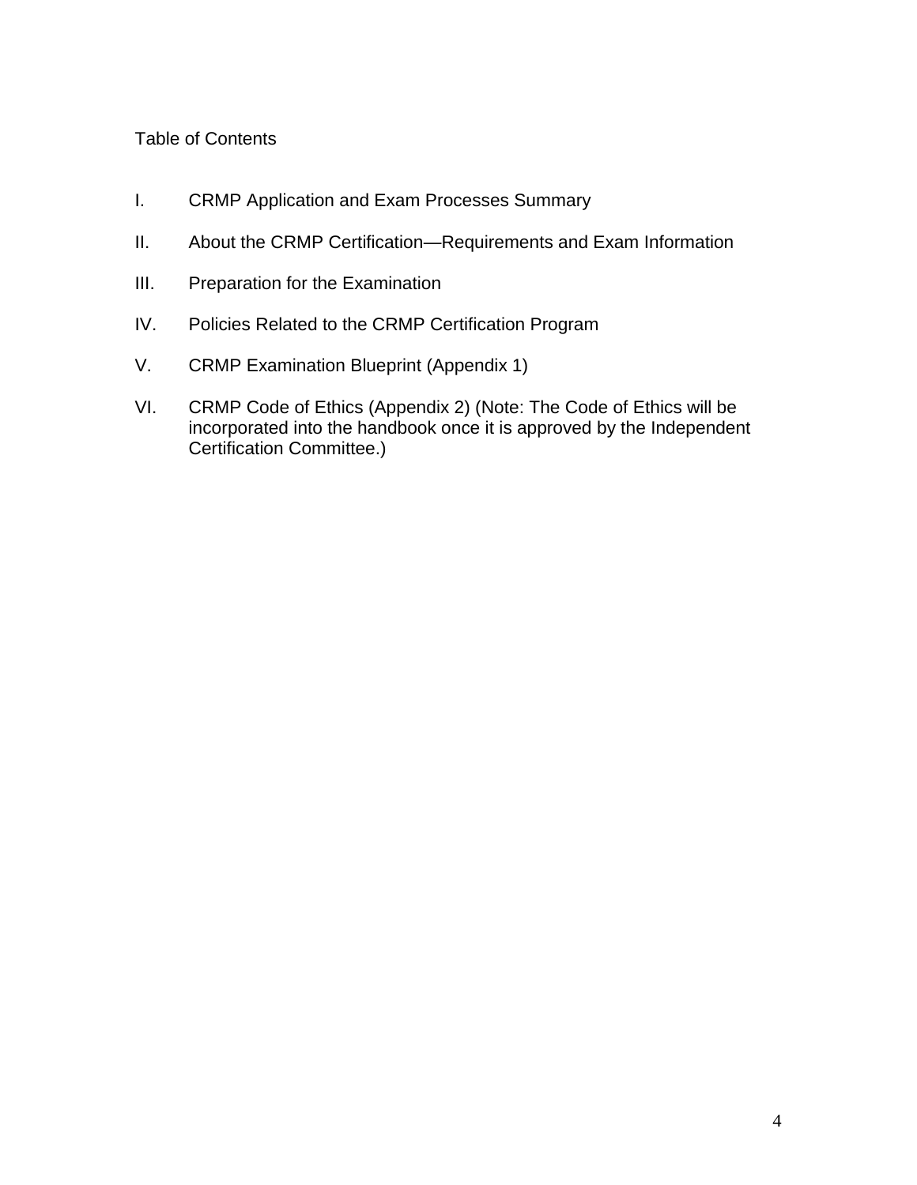## Table of Contents

I. CRMP Application and Exam Processes Summary

II. About the CRMP Certification—Requirements and Exam Information

III. Preparation for the Examination

IV. Policies Related to the CRMP Certification Program

V. CRMP Examination Blueprint (Appendix 1)

VI. CRMP Code of Ethics (Appendix 2) (Note: The Code of Ethics will be incorporated into the handbook once it is approved by the Independent Certification Committee.)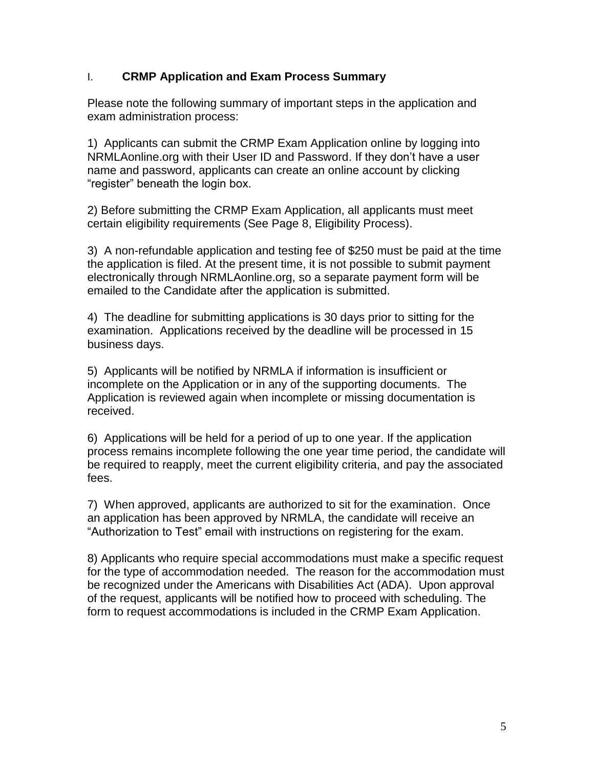## I. CRMP Application and Exam Process Summary

Please note the following summary of important steps in the application and exam administration process:

1) Applicants can submit the CRMP Exam Application online by logging into NRMLAonline.org with their User ID and Password. If they don't have a user name and password, applicants can create an online account by clicking "register" beneath the login box.

2) Before submitting the CRMP Exam Application, all applicants must meet certain eligibility requirements (See Page 8, Eligibility Process).

3) A non-refundable application and testing fee of $250 must be paid at the time the application is filed. At the present time, it is not possible to submit payment electronically through NRMLAonline.org, so a separate payment form will be emailed to the Candidate after the application is submitted.

4) The deadline for submitting applications is 30 days prior to sitting for the examination. Applications received by the deadline will be processed in 15 business days.

5) Applicants will be notified by NRMLA if information is insufficient or incomplete on the Application or in any of the supporting documents. The Application is reviewed again when incomplete or missing documentation is received.

6) Applications will be held for a period of up to one year. If the application process remains incomplete following the one year time period, the candidate will be required to reapply, meet the current eligibility criteria, and pay the associated fees.

7) When approved, applicants are authorized to sit for the examination. Once an application has been approved by NRMLA, the candidate will receive an "Authorization to Test" email with instructions on registering for the exam.

8) Applicants who require special accommodations must make a specific request for the type of accommodation needed. The reason for the accommodation must be recognized under the Americans with Disabilities Act (ADA). Upon approval of the request, applicants will be notified how to proceed with scheduling. The form to request accommodations is included in the CRMP Exam Application.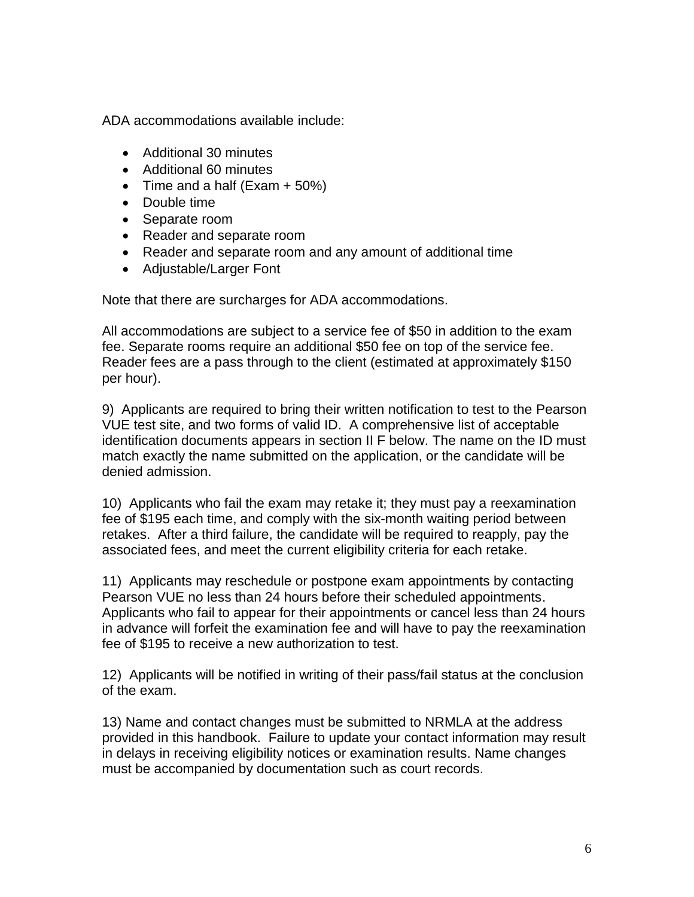ADA accommodations available include:

- Additional 30 minutes
- Additional 60 minutes
- Time and a half (Exam + 50%)
- Double time
- Separate room
- Reader and separate room
- Reader and separate room and any amount of additional time
- Adjustable/Larger Font

Note that there are surcharges for ADA accommodations.

All accommodations are subject to a service fee of $50 in addition to the exam fee. Separate rooms require an additional $50 fee on top of the service fee. Reader fees are a pass through to the client (estimated at approximately $150 per hour).

9) Applicants are required to bring their written notification to test to the Pearson VUE test site, and two forms of valid ID. A comprehensive list of acceptable identification documents appears in section II F below. The name on the ID must match exactly the name submitted on the application, or the candidate will be denied admission.

10) Applicants who fail the exam may retake it; they must pay a reexamination fee of $195 each time, and comply with the six-month waiting period between retakes. After a third failure, the candidate will be required to reapply, pay the associated fees, and meet the current eligibility criteria for each retake.

11) Applicants may reschedule or postpone exam appointments by contacting Pearson VUE no less than 24 hours before their scheduled appointments. Applicants who fail to appear for their appointments or cancel less than 24 hours in advance will forfeit the examination fee and will have to pay the reexamination fee of $195 to receive a new authorization to test.

12) Applicants will be notified in writing of their pass/fail status at the conclusion of the exam.

13) Name and contact changes must be submitted to NRMLA at the address provided in this handbook. Failure to update your contact information may result in delays in receiving eligibility notices or examination results. Name changes must be accompanied by documentation such as court records.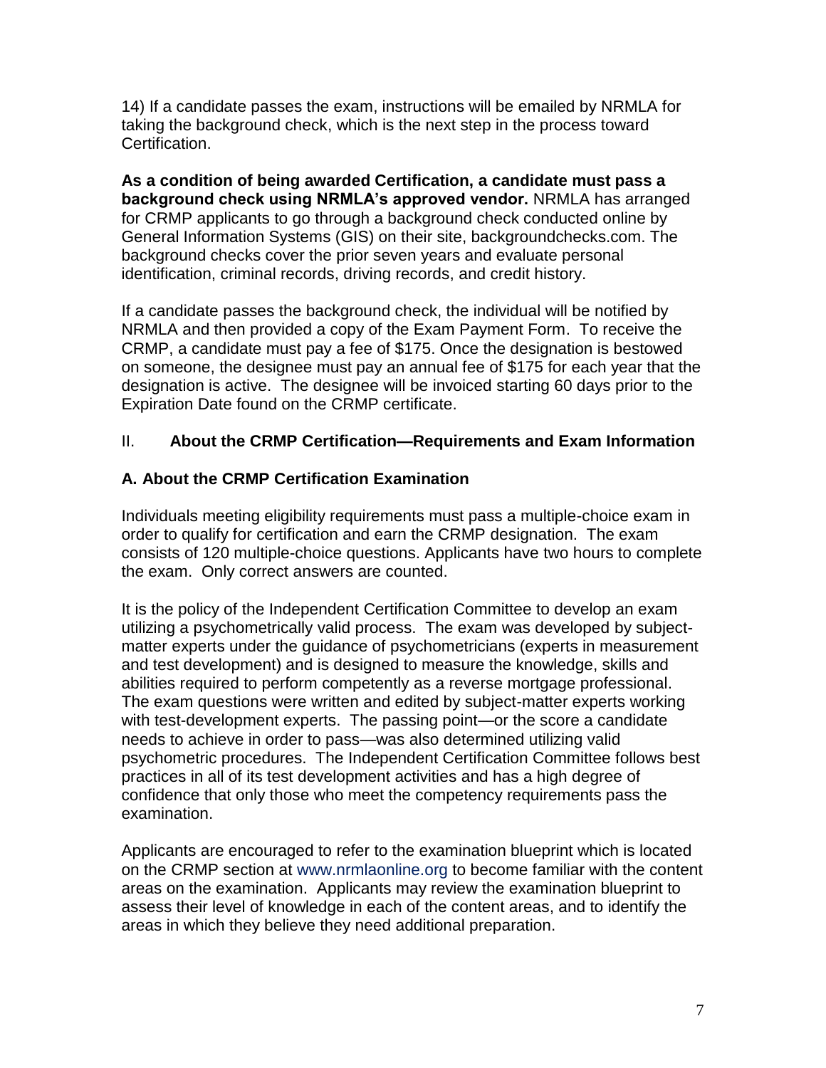14) If a candidate passes the exam, instructions will be emailed by NRMLA for taking the background check, which is the next step in the process toward Certification.

**As a condition of being awarded Certification, a candidate must pass a background check using NRMLA's approved vendor.** NRMLA has arranged for CRMP applicants to go through a background check conducted online by General Information Systems (GIS) on their site, backgroundchecks.com. The background checks cover the prior seven years and evaluate personal identification, criminal records, driving records, and credit history.

If a candidate passes the background check, the individual will be notified by NRMLA and then provided a copy of the Exam Payment Form. To receive the CRMP, a candidate must pay a fee of $175. Once the designation is bestowed on someone, the designee must pay an annual fee of $175 for each year that the designation is active. The designee will be invoiced starting 60 days prior to the Expiration Date found on the CRMP certificate.

## II. About the CRMP Certification—Requirements and Exam Information

### A. About the CRMP Certification Examination

Individuals meeting eligibility requirements must pass a multiple-choice exam in order to qualify for certification and earn the CRMP designation. The exam consists of 120 multiple-choice questions. Applicants have two hours to complete the exam. Only correct answers are counted.

It is the policy of the Independent Certification Committee to develop an exam utilizing a psychometrically valid process. The exam was developed by subject-matter experts under the guidance of psychometricians (experts in measurement and test development) and is designed to measure the knowledge, skills and abilities required to perform competently as a reverse mortgage professional. The exam questions were written and edited by subject-matter experts working with test-development experts. The passing point—or the score a candidate needs to achieve in order to pass—was also determined utilizing valid psychometric procedures. The Independent Certification Committee follows best practices in all of its test development activities and has a high degree of confidence that only those who meet the competency requirements pass the examination.

Applicants are encouraged to refer to the examination blueprint which is located on the CRMP section at www.nrmlaonline.org to become familiar with the content areas on the examination. Applicants may review the examination blueprint to assess their level of knowledge in each of the content areas, and to identify the areas in which they believe they need additional preparation.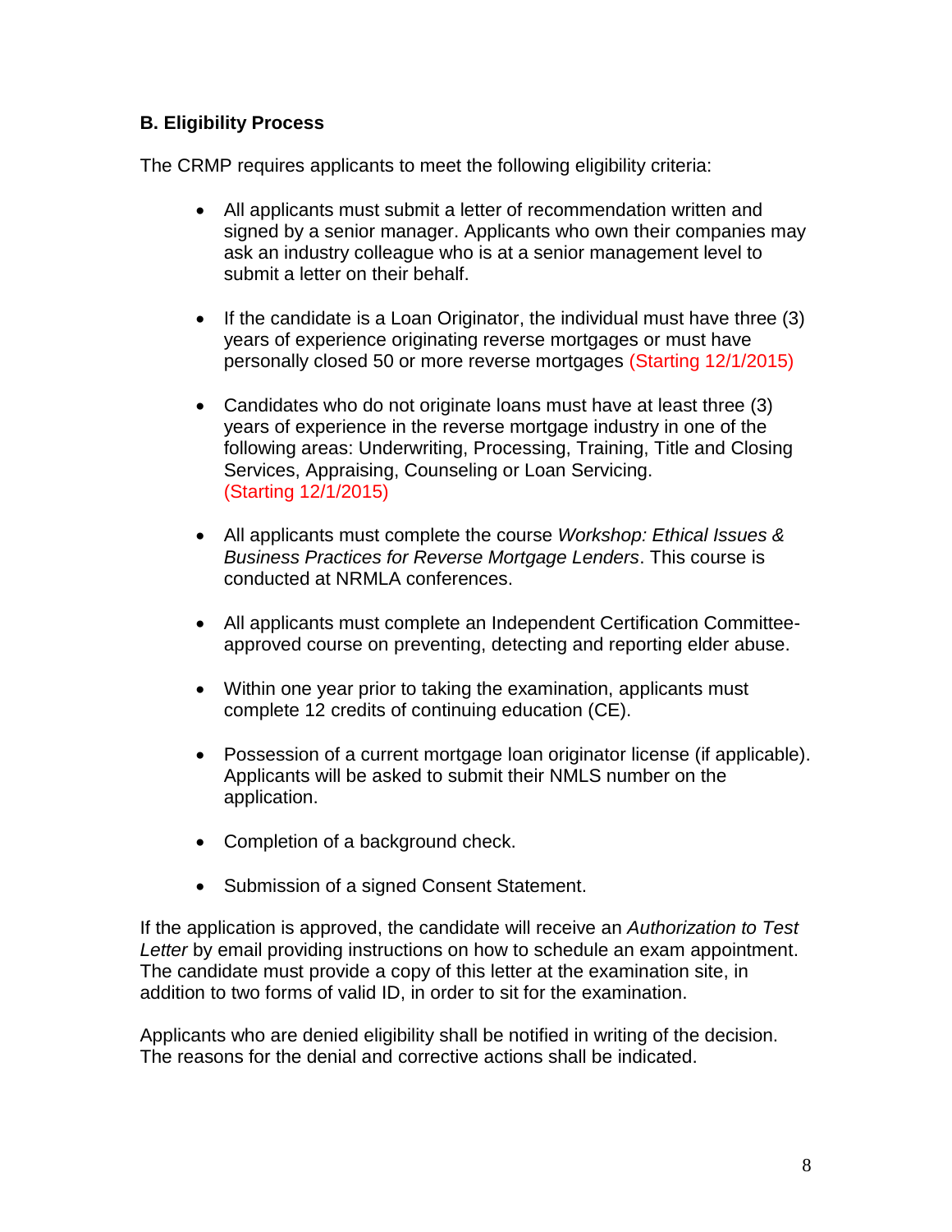### B. Eligibility Process

The CRMP requires applicants to meet the following eligibility criteria:

- All applicants must submit a letter of recommendation written and signed by a senior manager. Applicants who own their companies may ask an industry colleague who is at a senior management level to submit a letter on their behalf.
- If the candidate is a Loan Originator, the individual must have three (3) years of experience originating reverse mortgages or must have personally closed 50 or more reverse mortgages (Starting 12/1/2015)
- Candidates who do not originate loans must have at least three (3) years of experience in the reverse mortgage industry in one of the following areas: Underwriting, Processing, Training, Title and Closing Services, Appraising, Counseling or Loan Servicing. (Starting 12/1/2015)
- All applicants must complete the course *Workshop: Ethical Issues & Business Practices for Reverse Mortgage Lenders*. This course is conducted at NRMLA conferences.
- All applicants must complete an Independent Certification Committee-approved course on preventing, detecting and reporting elder abuse.
- Within one year prior to taking the examination, applicants must complete 12 credits of continuing education (CE).
- Possession of a current mortgage loan originator license (if applicable). Applicants will be asked to submit their NMLS number on the application.
- Completion of a background check.
- Submission of a signed Consent Statement.

If the application is approved, the candidate will receive an *Authorization to Test Letter* by email providing instructions on how to schedule an exam appointment. The candidate must provide a copy of this letter at the examination site, in addition to two forms of valid ID, in order to sit for the examination.

Applicants who are denied eligibility shall be notified in writing of the decision. The reasons for the denial and corrective actions shall be indicated.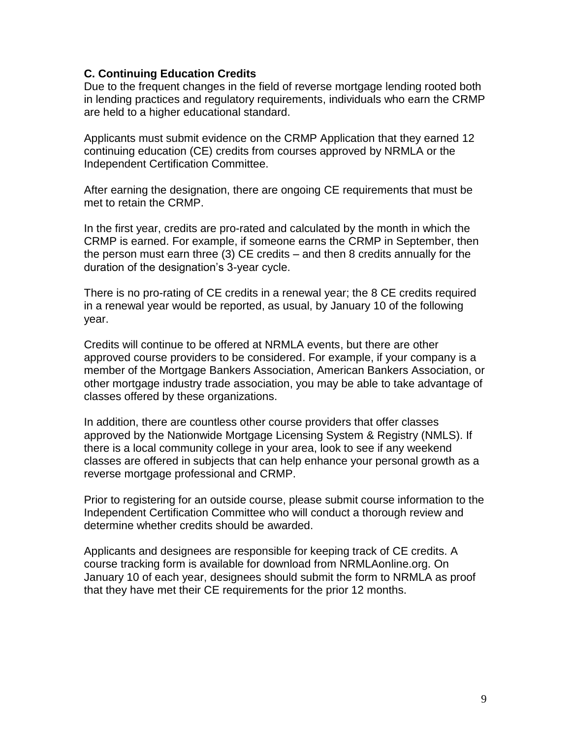### C. Continuing Education Credits

Due to the frequent changes in the field of reverse mortgage lending rooted both in lending practices and regulatory requirements, individuals who earn the CRMP are held to a higher educational standard.

Applicants must submit evidence on the CRMP Application that they earned 12 continuing education (CE) credits from courses approved by NRMLA or the Independent Certification Committee.

After earning the designation, there are ongoing CE requirements that must be met to retain the CRMP.

In the first year, credits are pro-rated and calculated by the month in which the CRMP is earned. For example, if someone earns the CRMP in September, then the person must earn three (3) CE credits – and then 8 credits annually for the duration of the designation's 3-year cycle.

There is no pro-rating of CE credits in a renewal year; the 8 CE credits required in a renewal year would be reported, as usual, by January 10 of the following year.

Credits will continue to be offered at NRMLA events, but there are other approved course providers to be considered. For example, if your company is a member of the Mortgage Bankers Association, American Bankers Association, or other mortgage industry trade association, you may be able to take advantage of classes offered by these organizations.

In addition, there are countless other course providers that offer classes approved by the Nationwide Mortgage Licensing System & Registry (NMLS). If there is a local community college in your area, look to see if any weekend classes are offered in subjects that can help enhance your personal growth as a reverse mortgage professional and CRMP.

Prior to registering for an outside course, please submit course information to the Independent Certification Committee who will conduct a thorough review and determine whether credits should be awarded.

Applicants and designees are responsible for keeping track of CE credits. A course tracking form is available for download from NRMLAonline.org. On January 10 of each year, designees should submit the form to NRMLA as proof that they have met their CE requirements for the prior 12 months.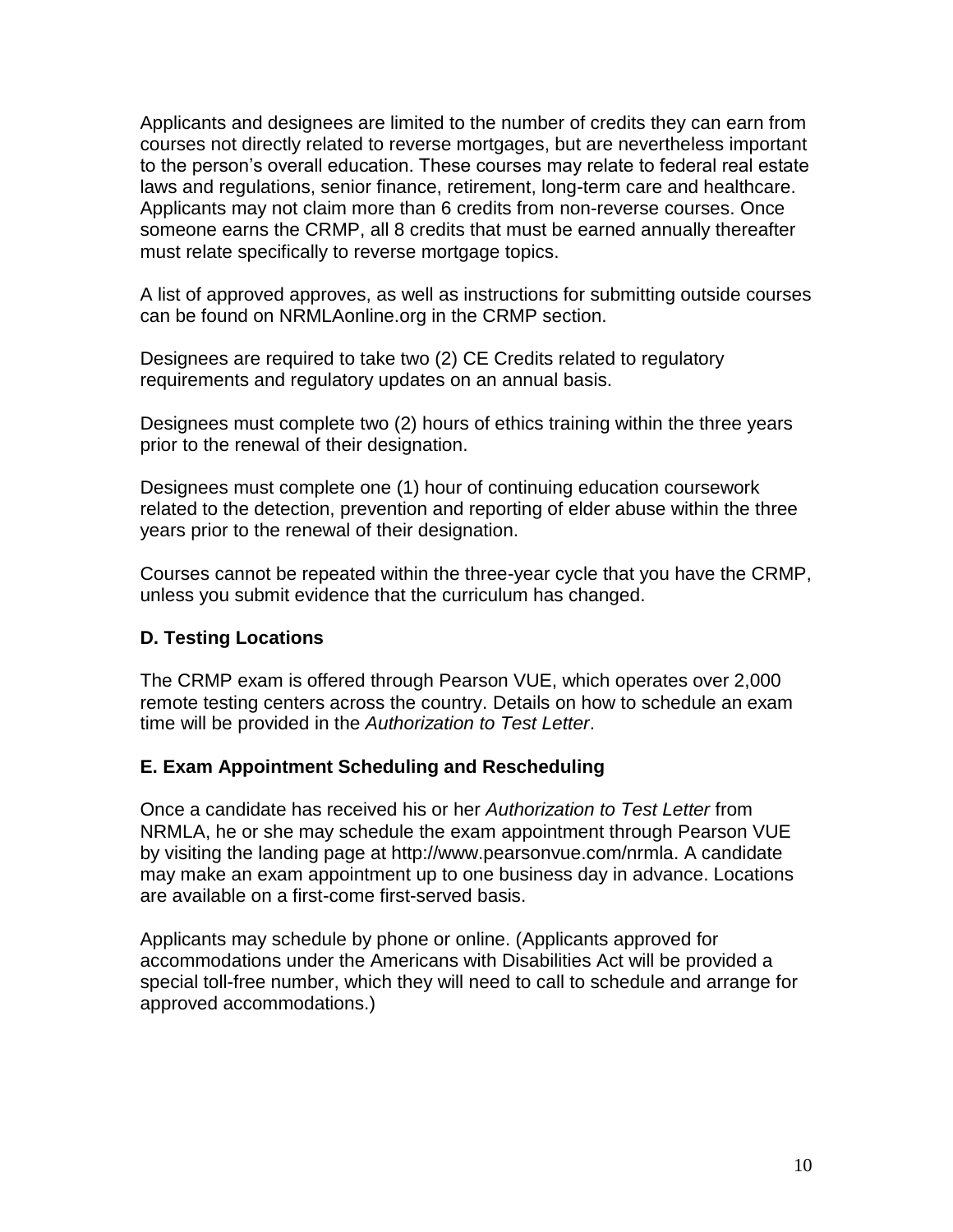Applicants and designees are limited to the number of credits they can earn from courses not directly related to reverse mortgages, but are nevertheless important to the person's overall education. These courses may relate to federal real estate laws and regulations, senior finance, retirement, long-term care and healthcare. Applicants may not claim more than 6 credits from non-reverse courses. Once someone earns the CRMP, all 8 credits that must be earned annually thereafter must relate specifically to reverse mortgage topics.

A list of approved approves, as well as instructions for submitting outside courses can be found on NRMLAonline.org in the CRMP section.

Designees are required to take two (2) CE Credits related to regulatory requirements and regulatory updates on an annual basis.

Designees must complete two (2) hours of ethics training within the three years prior to the renewal of their designation.

Designees must complete one (1) hour of continuing education coursework related to the detection, prevention and reporting of elder abuse within the three years prior to the renewal of their designation.

Courses cannot be repeated within the three-year cycle that you have the CRMP, unless you submit evidence that the curriculum has changed.

### D. Testing Locations

The CRMP exam is offered through Pearson VUE, which operates over 2,000 remote testing centers across the country. Details on how to schedule an exam time will be provided in the *Authorization to Test Letter*.

### E. Exam Appointment Scheduling and Rescheduling

Once a candidate has received his or her *Authorization to Test Letter* from NRMLA, he or she may schedule the exam appointment through Pearson VUE by visiting the landing page at http://www.pearsonvue.com/nrmla. A candidate may make an exam appointment up to one business day in advance. Locations are available on a first-come first-served basis.

Applicants may schedule by phone or online. (Applicants approved for accommodations under the Americans with Disabilities Act will be provided a special toll-free number, which they will need to call to schedule and arrange for approved accommodations.)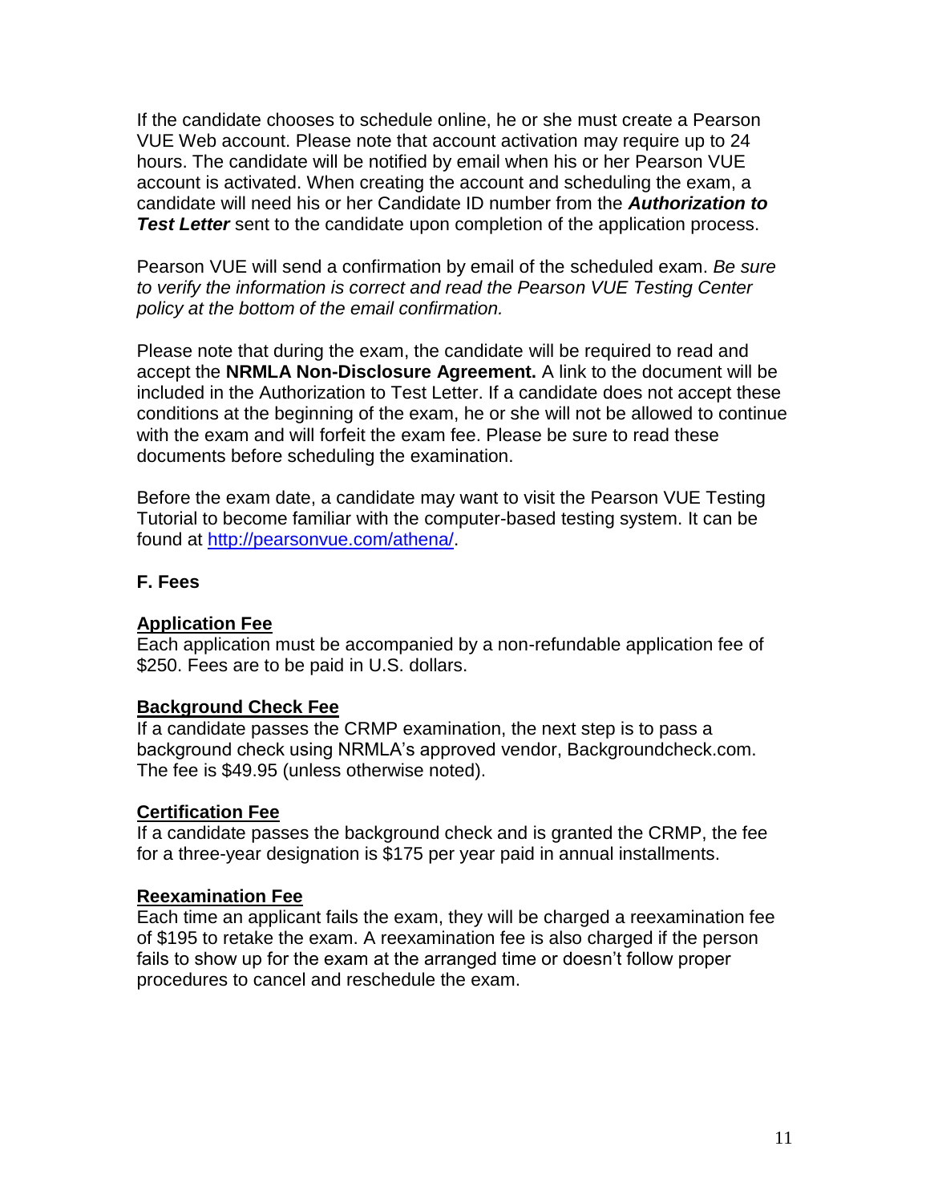If the candidate chooses to schedule online, he or she must create a Pearson VUE Web account. Please note that account activation may require up to 24 hours. The candidate will be notified by email when his or her Pearson VUE account is activated. When creating the account and scheduling the exam, a candidate will need his or her Candidate ID number from the ***Authorization to Test Letter*** sent to the candidate upon completion of the application process.

Pearson VUE will send a confirmation by email of the scheduled exam. *Be sure to verify the information is correct and read the Pearson VUE Testing Center policy at the bottom of the email confirmation.*

Please note that during the exam, the candidate will be required to read and accept the **NRMLA Non-Disclosure Agreement.** A link to the document will be included in the Authorization to Test Letter. If a candidate does not accept these conditions at the beginning of the exam, he or she will not be allowed to continue with the exam and will forfeit the exam fee. Please be sure to read these documents before scheduling the examination.

Before the exam date, a candidate may want to visit the Pearson VUE Testing Tutorial to become familiar with the computer-based testing system. It can be found at [http://pearsonvue.com/athena/](http://pearsonvue.com/athena/).

### F. Fees

**Application Fee**

Each application must be accompanied by a non-refundable application fee of $250. Fees are to be paid in U.S. dollars.

**Background Check Fee**

If a candidate passes the CRMP examination, the next step is to pass a background check using NRMLA's approved vendor, Backgroundcheck.com. The fee is $49.95 (unless otherwise noted).

**Certification Fee**

If a candidate passes the background check and is granted the CRMP, the fee for a three-year designation is $175 per year paid in annual installments.

**Reexamination Fee**

Each time an applicant fails the exam, they will be charged a reexamination fee of $195 to retake the exam. A reexamination fee is also charged if the person fails to show up for the exam at the arranged time or doesn't follow proper procedures to cancel and reschedule the exam.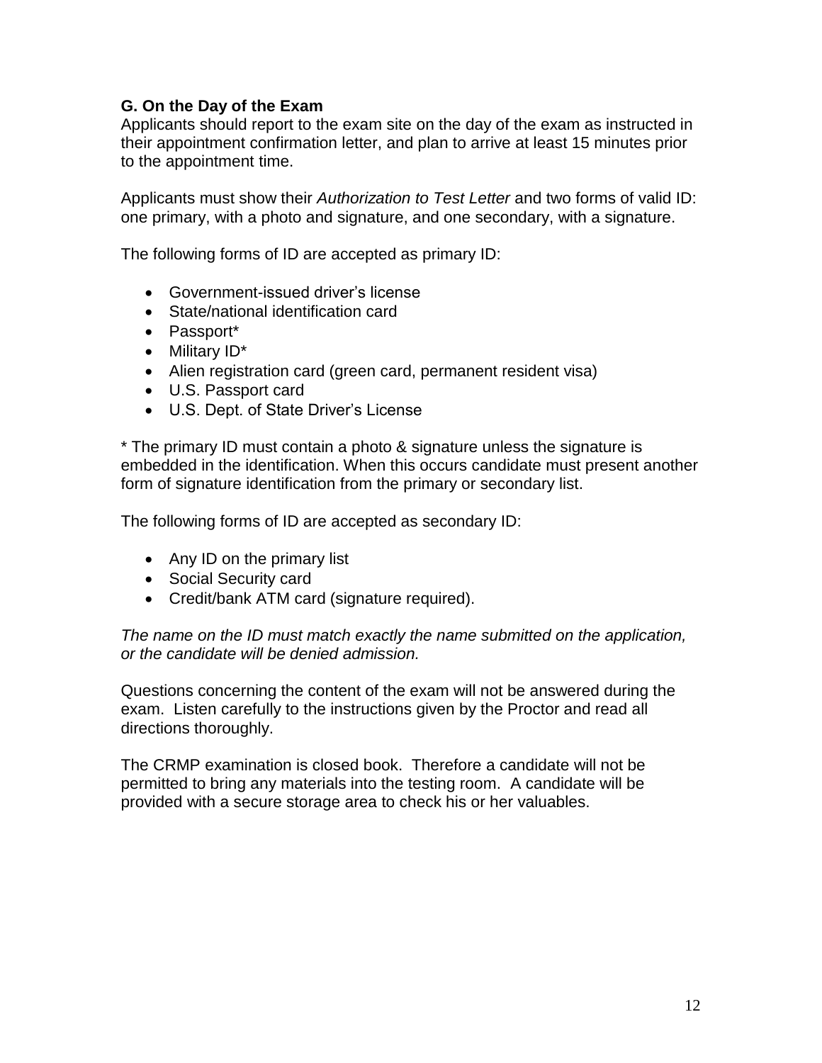### G. On the Day of the Exam

Applicants should report to the exam site on the day of the exam as instructed in their appointment confirmation letter, and plan to arrive at least 15 minutes prior to the appointment time.

Applicants must show their *Authorization to Test Letter* and two forms of valid ID: one primary, with a photo and signature, and one secondary, with a signature.

The following forms of ID are accepted as primary ID:

- Government-issued driver's license
- State/national identification card
- Passport*
- Military ID*
- Alien registration card (green card, permanent resident visa)
- U.S. Passport card
- U.S. Dept. of State Driver's License

* The primary ID must contain a photo & signature unless the signature is embedded in the identification. When this occurs candidate must present another form of signature identification from the primary or secondary list.

The following forms of ID are accepted as secondary ID:

- Any ID on the primary list
- Social Security card
- Credit/bank ATM card (signature required).

*The name on the ID must match exactly the name submitted on the application, or the candidate will be denied admission.*

Questions concerning the content of the exam will not be answered during the exam. Listen carefully to the instructions given by the Proctor and read all directions thoroughly.

The CRMP examination is closed book. Therefore a candidate will not be permitted to bring any materials into the testing room. A candidate will be provided with a secure storage area to check his or her valuables.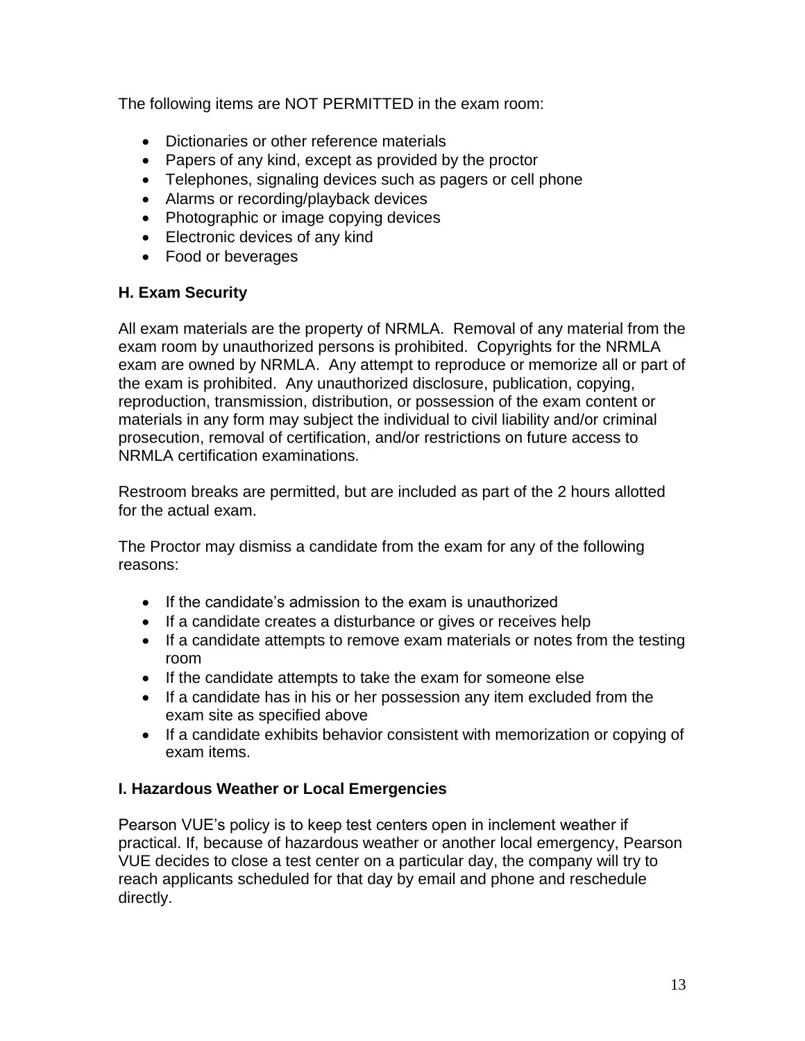The following items are NOT PERMITTED in the exam room:

- Dictionaries or other reference materials
- Papers of any kind, except as provided by the proctor
- Telephones, signaling devices such as pagers or cell phone
- Alarms or recording/playback devices
- Photographic or image copying devices
- Electronic devices of any kind
- Food or beverages

### H. Exam Security

All exam materials are the property of NRMLA. Removal of any material from the exam room by unauthorized persons is prohibited. Copyrights for the NRMLA exam are owned by NRMLA. Any attempt to reproduce or memorize all or part of the exam is prohibited. Any unauthorized disclosure, publication, copying, reproduction, transmission, distribution, or possession of the exam content or materials in any form may subject the individual to civil liability and/or criminal prosecution, removal of certification, and/or restrictions on future access to NRMLA certification examinations.

Restroom breaks are permitted, but are included as part of the 2 hours allotted for the actual exam.

The Proctor may dismiss a candidate from the exam for any of the following reasons:

- If the candidate's admission to the exam is unauthorized
- If a candidate creates a disturbance or gives or receives help
- If a candidate attempts to remove exam materials or notes from the testing room
- If the candidate attempts to take the exam for someone else
- If a candidate has in his or her possession any item excluded from the exam site as specified above
- If a candidate exhibits behavior consistent with memorization or copying of exam items.

### I. Hazardous Weather or Local Emergencies

Pearson VUE's policy is to keep test centers open in inclement weather if practical. If, because of hazardous weather or another local emergency, Pearson VUE decides to close a test center on a particular day, the company will try to reach applicants scheduled for that day by email and phone and reschedule directly.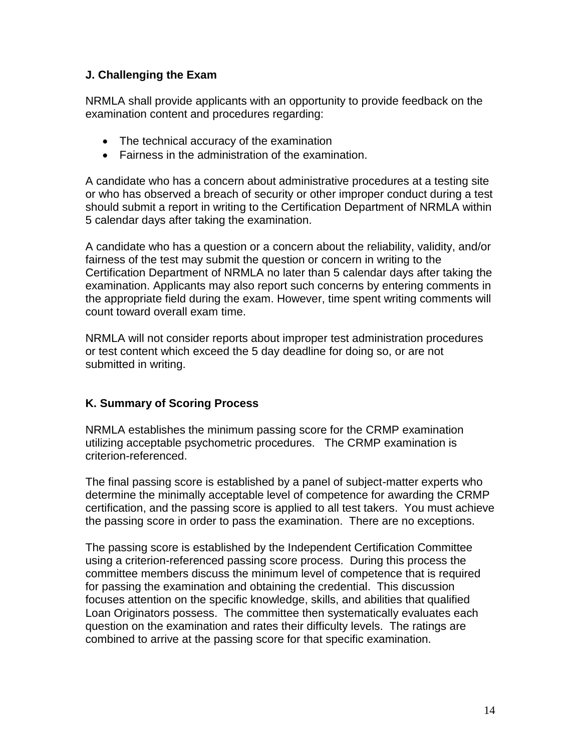### J. Challenging the Exam

NRMLA shall provide applicants with an opportunity to provide feedback on the examination content and procedures regarding:

- The technical accuracy of the examination
- Fairness in the administration of the examination.

A candidate who has a concern about administrative procedures at a testing site or who has observed a breach of security or other improper conduct during a test should submit a report in writing to the Certification Department of NRMLA within 5 calendar days after taking the examination.

A candidate who has a question or a concern about the reliability, validity, and/or fairness of the test may submit the question or concern in writing to the Certification Department of NRMLA no later than 5 calendar days after taking the examination. Applicants may also report such concerns by entering comments in the appropriate field during the exam. However, time spent writing comments will count toward overall exam time.

NRMLA will not consider reports about improper test administration procedures or test content which exceed the 5 day deadline for doing so, or are not submitted in writing.

### K. Summary of Scoring Process

NRMLA establishes the minimum passing score for the CRMP examination utilizing acceptable psychometric procedures. The CRMP examination is criterion-referenced.

The final passing score is established by a panel of subject-matter experts who determine the minimally acceptable level of competence for awarding the CRMP certification, and the passing score is applied to all test takers. You must achieve the passing score in order to pass the examination. There are no exceptions.

The passing score is established by the Independent Certification Committee using a criterion-referenced passing score process. During this process the committee members discuss the minimum level of competence that is required for passing the examination and obtaining the credential. This discussion focuses attention on the specific knowledge, skills, and abilities that qualified Loan Originators possess. The committee then systematically evaluates each question on the examination and rates their difficulty levels. The ratings are combined to arrive at the passing score for that specific examination.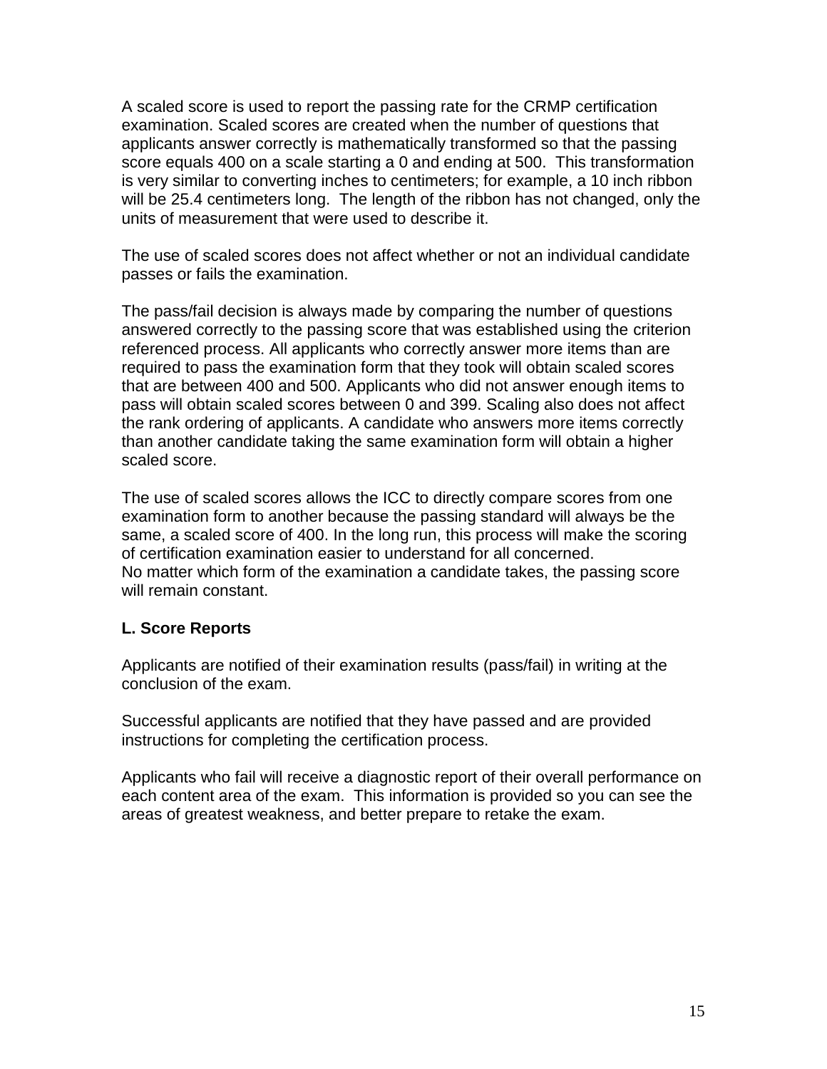A scaled score is used to report the passing rate for the CRMP certification examination. Scaled scores are created when the number of questions that applicants answer correctly is mathematically transformed so that the passing score equals 400 on a scale starting a 0 and ending at 500. This transformation is very similar to converting inches to centimeters; for example, a 10 inch ribbon will be 25.4 centimeters long. The length of the ribbon has not changed, only the units of measurement that were used to describe it.

The use of scaled scores does not affect whether or not an individual candidate passes or fails the examination.

The pass/fail decision is always made by comparing the number of questions answered correctly to the passing score that was established using the criterion referenced process. All applicants who correctly answer more items than are required to pass the examination form that they took will obtain scaled scores that are between 400 and 500. Applicants who did not answer enough items to pass will obtain scaled scores between 0 and 399. Scaling also does not affect the rank ordering of applicants. A candidate who answers more items correctly than another candidate taking the same examination form will obtain a higher scaled score.

The use of scaled scores allows the ICC to directly compare scores from one examination form to another because the passing standard will always be the same, a scaled score of 400. In the long run, this process will make the scoring of certification examination easier to understand for all concerned.
No matter which form of the examination a candidate takes, the passing score will remain constant.

**L. Score Reports**

Applicants are notified of their examination results (pass/fail) in writing at the conclusion of the exam.

Successful applicants are notified that they have passed and are provided instructions for completing the certification process.

Applicants who fail will receive a diagnostic report of their overall performance on each content area of the exam. This information is provided so you can see the areas of greatest weakness, and better prepare to retake the exam.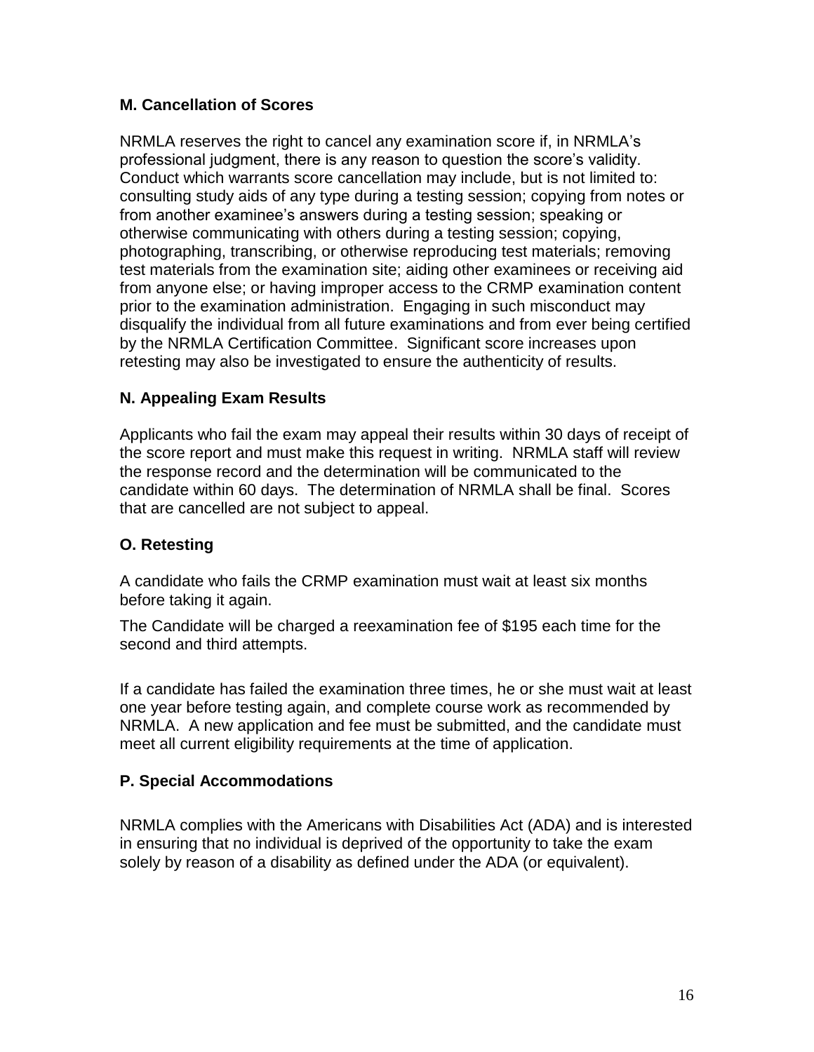### M. Cancellation of Scores

NRMLA reserves the right to cancel any examination score if, in NRMLA's professional judgment, there is any reason to question the score's validity. Conduct which warrants score cancellation may include, but is not limited to: consulting study aids of any type during a testing session; copying from notes or from another examinee's answers during a testing session; speaking or otherwise communicating with others during a testing session; copying, photographing, transcribing, or otherwise reproducing test materials; removing test materials from the examination site; aiding other examinees or receiving aid from anyone else; or having improper access to the CRMP examination content prior to the examination administration. Engaging in such misconduct may disqualify the individual from all future examinations and from ever being certified by the NRMLA Certification Committee. Significant score increases upon retesting may also be investigated to ensure the authenticity of results.

### N. Appealing Exam Results

Applicants who fail the exam may appeal their results within 30 days of receipt of the score report and must make this request in writing. NRMLA staff will review the response record and the determination will be communicated to the candidate within 60 days. The determination of NRMLA shall be final. Scores that are cancelled are not subject to appeal.

### O. Retesting

A candidate who fails the CRMP examination must wait at least six months before taking it again.

The Candidate will be charged a reexamination fee of $195 each time for the second and third attempts.

If a candidate has failed the examination three times, he or she must wait at least one year before testing again, and complete course work as recommended by NRMLA. A new application and fee must be submitted, and the candidate must meet all current eligibility requirements at the time of application.

### P. Special Accommodations

NRMLA complies with the Americans with Disabilities Act (ADA) and is interested in ensuring that no individual is deprived of the opportunity to take the exam solely by reason of a disability as defined under the ADA (or equivalent).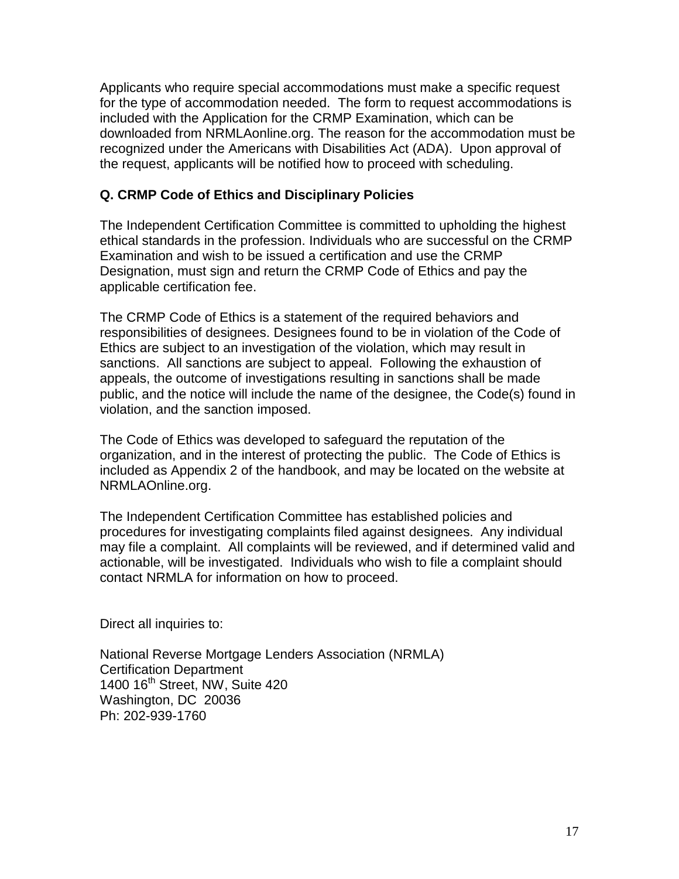Applicants who require special accommodations must make a specific request for the type of accommodation needed. The form to request accommodations is included with the Application for the CRMP Examination, which can be downloaded from NRMLAonline.org. The reason for the accommodation must be recognized under the Americans with Disabilities Act (ADA). Upon approval of the request, applicants will be notified how to proceed with scheduling.

### Q. CRMP Code of Ethics and Disciplinary Policies

The Independent Certification Committee is committed to upholding the highest ethical standards in the profession. Individuals who are successful on the CRMP Examination and wish to be issued a certification and use the CRMP Designation, must sign and return the CRMP Code of Ethics and pay the applicable certification fee.

The CRMP Code of Ethics is a statement of the required behaviors and responsibilities of designees. Designees found to be in violation of the Code of Ethics are subject to an investigation of the violation, which may result in sanctions. All sanctions are subject to appeal. Following the exhaustion of appeals, the outcome of investigations resulting in sanctions shall be made public, and the notice will include the name of the designee, the Code(s) found in violation, and the sanction imposed.

The Code of Ethics was developed to safeguard the reputation of the organization, and in the interest of protecting the public. The Code of Ethics is included as Appendix 2 of the handbook, and may be located on the website at NRMLAOnline.org.

The Independent Certification Committee has established policies and procedures for investigating complaints filed against designees. Any individual may file a complaint. All complaints will be reviewed, and if determined valid and actionable, will be investigated. Individuals who wish to file a complaint should contact NRMLA for information on how to proceed.

Direct all inquiries to:

National Reverse Mortgage Lenders Association (NRMLA)
Certification Department
1400 16th Street, NW, Suite 420
Washington, DC 20036
Ph: 202-939-1760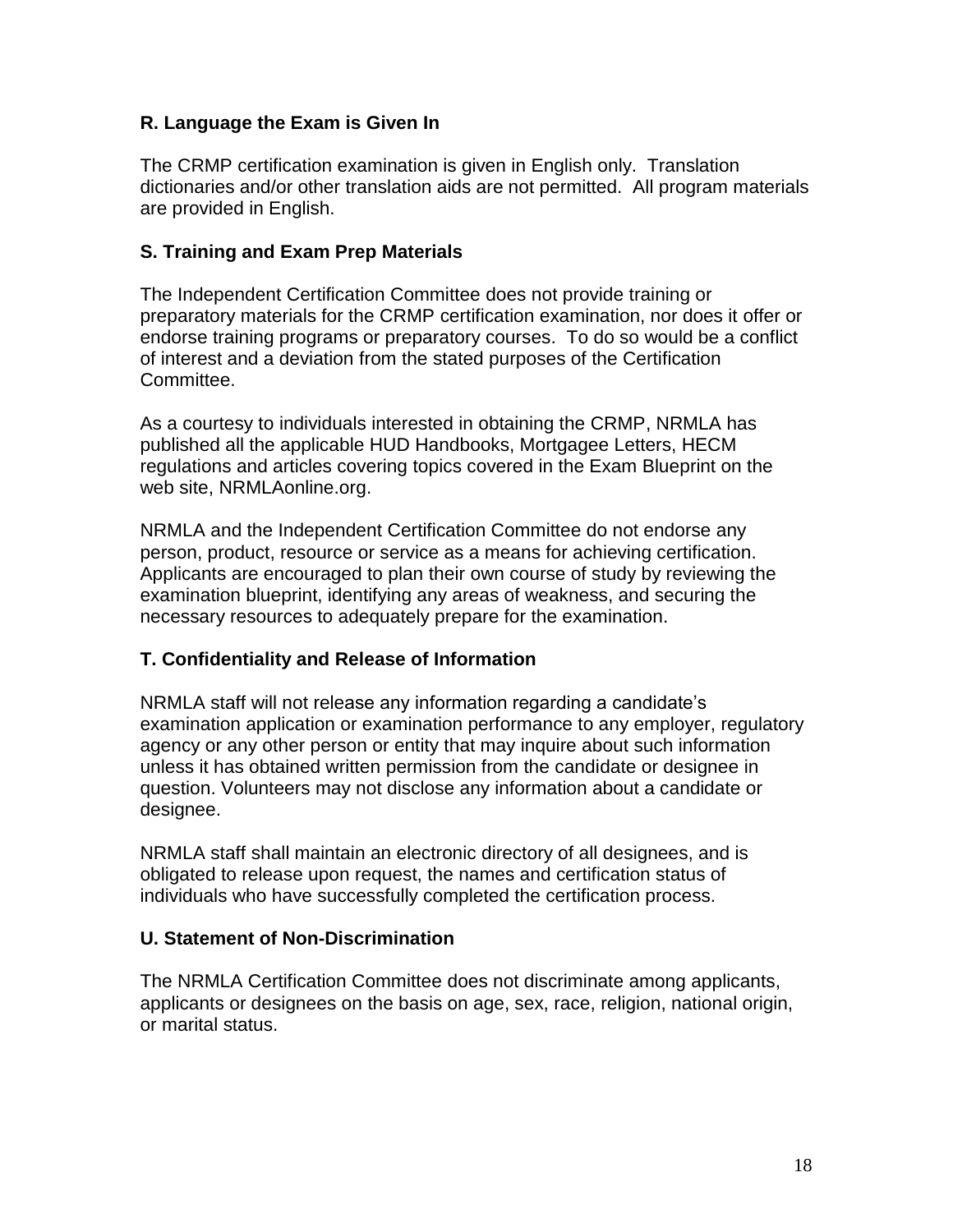### R. Language the Exam is Given In

The CRMP certification examination is given in English only. Translation dictionaries and/or other translation aids are not permitted. All program materials are provided in English.

### S. Training and Exam Prep Materials

The Independent Certification Committee does not provide training or preparatory materials for the CRMP certification examination, nor does it offer or endorse training programs or preparatory courses. To do so would be a conflict of interest and a deviation from the stated purposes of the Certification Committee.

As a courtesy to individuals interested in obtaining the CRMP, NRMLA has published all the applicable HUD Handbooks, Mortgagee Letters, HECM regulations and articles covering topics covered in the Exam Blueprint on the web site, NRMLAonline.org.

NRMLA and the Independent Certification Committee do not endorse any person, product, resource or service as a means for achieving certification. Applicants are encouraged to plan their own course of study by reviewing the examination blueprint, identifying any areas of weakness, and securing the necessary resources to adequately prepare for the examination.

### T. Confidentiality and Release of Information

NRMLA staff will not release any information regarding a candidate's examination application or examination performance to any employer, regulatory agency or any other person or entity that may inquire about such information unless it has obtained written permission from the candidate or designee in question. Volunteers may not disclose any information about a candidate or designee.

NRMLA staff shall maintain an electronic directory of all designees, and is obligated to release upon request, the names and certification status of individuals who have successfully completed the certification process.

### U. Statement of Non-Discrimination

The NRMLA Certification Committee does not discriminate among applicants, applicants or designees on the basis on age, sex, race, religion, national origin, or marital status.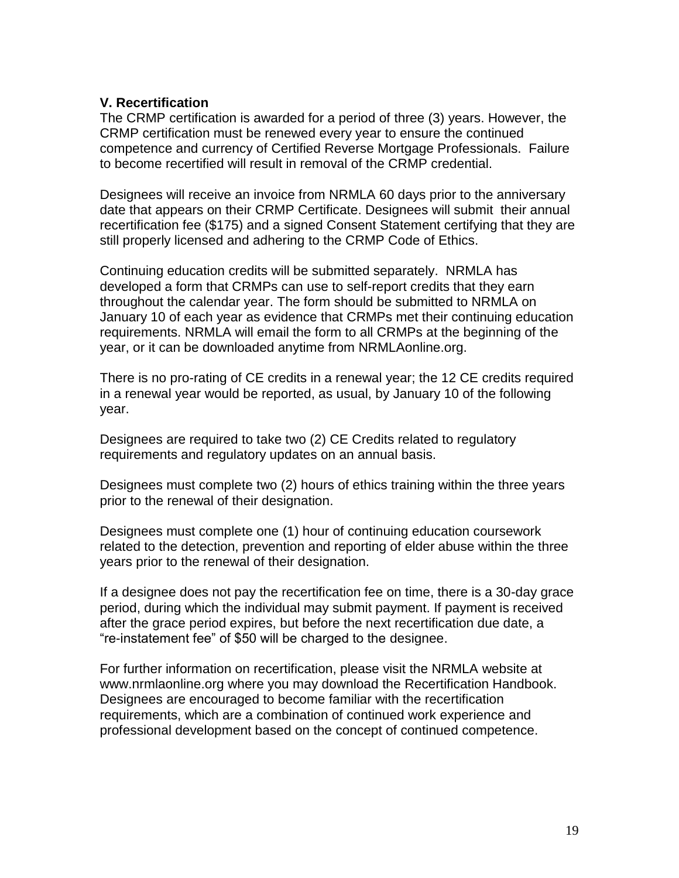### V. Recertification

The CRMP certification is awarded for a period of three (3) years. However, the CRMP certification must be renewed every year to ensure the continued competence and currency of Certified Reverse Mortgage Professionals. Failure to become recertified will result in removal of the CRMP credential.

Designees will receive an invoice from NRMLA 60 days prior to the anniversary date that appears on their CRMP Certificate. Designees will submit their annual recertification fee ($175) and a signed Consent Statement certifying that they are still properly licensed and adhering to the CRMP Code of Ethics.

Continuing education credits will be submitted separately. NRMLA has developed a form that CRMPs can use to self-report credits that they earn throughout the calendar year. The form should be submitted to NRMLA on January 10 of each year as evidence that CRMPs met their continuing education requirements. NRMLA will email the form to all CRMPs at the beginning of the year, or it can be downloaded anytime from NRMLAonline.org.

There is no pro-rating of CE credits in a renewal year; the 12 CE credits required in a renewal year would be reported, as usual, by January 10 of the following year.

Designees are required to take two (2) CE Credits related to regulatory requirements and regulatory updates on an annual basis.

Designees must complete two (2) hours of ethics training within the three years prior to the renewal of their designation.

Designees must complete one (1) hour of continuing education coursework related to the detection, prevention and reporting of elder abuse within the three years prior to the renewal of their designation.

If a designee does not pay the recertification fee on time, there is a 30-day grace period, during which the individual may submit payment. If payment is received after the grace period expires, but before the next recertification due date, a "re-instatement fee" of $50 will be charged to the designee.

For further information on recertification, please visit the NRMLA website at www.nrmlaonline.org where you may download the Recertification Handbook. Designees are encouraged to become familiar with the recertification requirements, which are a combination of continued work experience and professional development based on the concept of continued competence.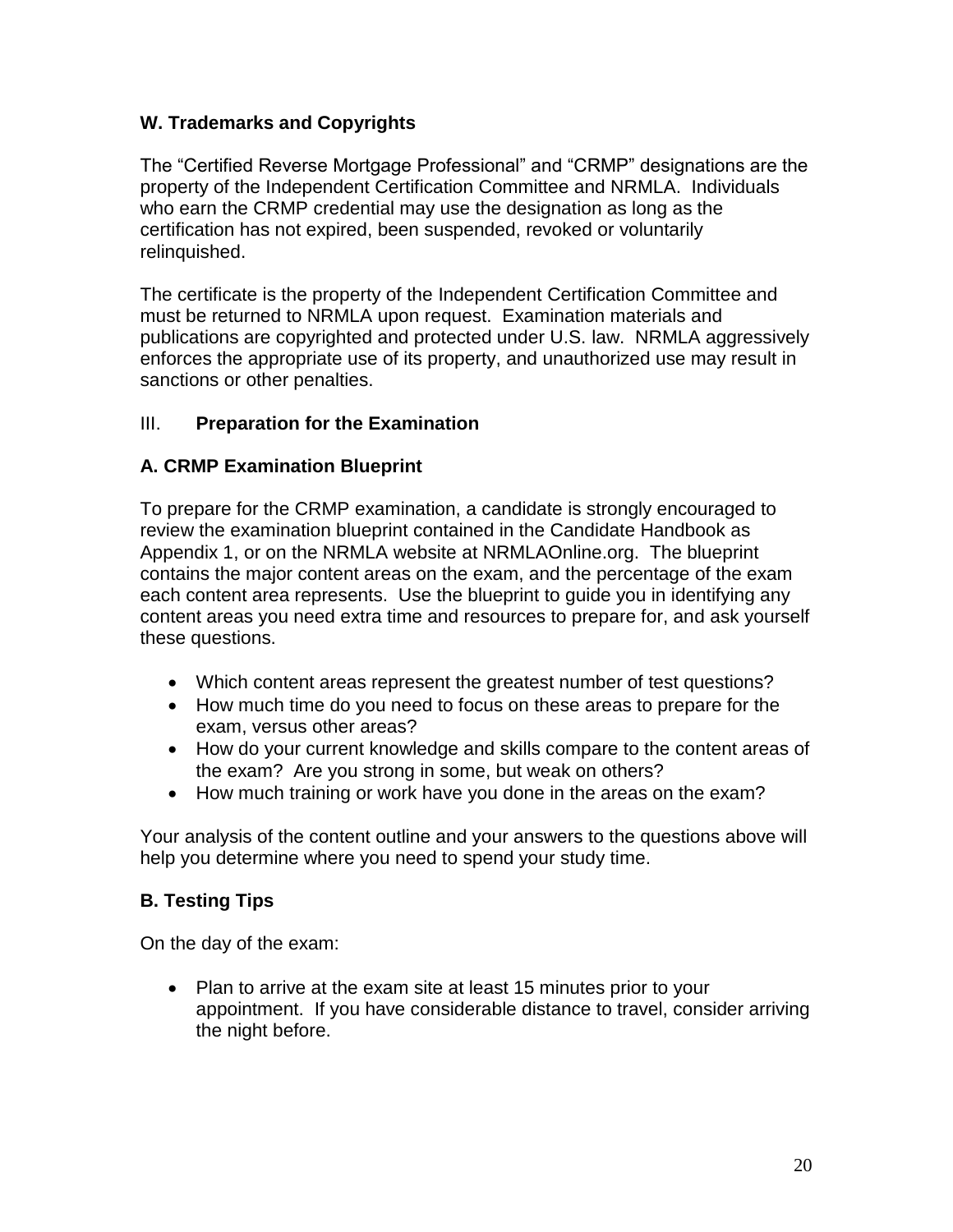### W. Trademarks and Copyrights

The “Certified Reverse Mortgage Professional” and “CRMP” designations are the property of the Independent Certification Committee and NRMLA. Individuals who earn the CRMP credential may use the designation as long as the certification has not expired, been suspended, revoked or voluntarily relinquished.

The certificate is the property of the Independent Certification Committee and must be returned to NRMLA upon request. Examination materials and publications are copyrighted and protected under U.S. law. NRMLA aggressively enforces the appropriate use of its property, and unauthorized use may result in sanctions or other penalties.

## III. **Preparation for the Examination**

### A. CRMP Examination Blueprint

To prepare for the CRMP examination, a candidate is strongly encouraged to review the examination blueprint contained in the Candidate Handbook as Appendix 1, or on the NRMLA website at NRMLAOnline.org. The blueprint contains the major content areas on the exam, and the percentage of the exam each content area represents. Use the blueprint to guide you in identifying any content areas you need extra time and resources to prepare for, and ask yourself these questions.

- Which content areas represent the greatest number of test questions?
- How much time do you need to focus on these areas to prepare for the exam, versus other areas?
- How do your current knowledge and skills compare to the content areas of the exam? Are you strong in some, but weak on others?
- How much training or work have you done in the areas on the exam?

Your analysis of the content outline and your answers to the questions above will help you determine where you need to spend your study time.

### B. Testing Tips

On the day of the exam:

- Plan to arrive at the exam site at least 15 minutes prior to your appointment. If you have considerable distance to travel, consider arriving the night before.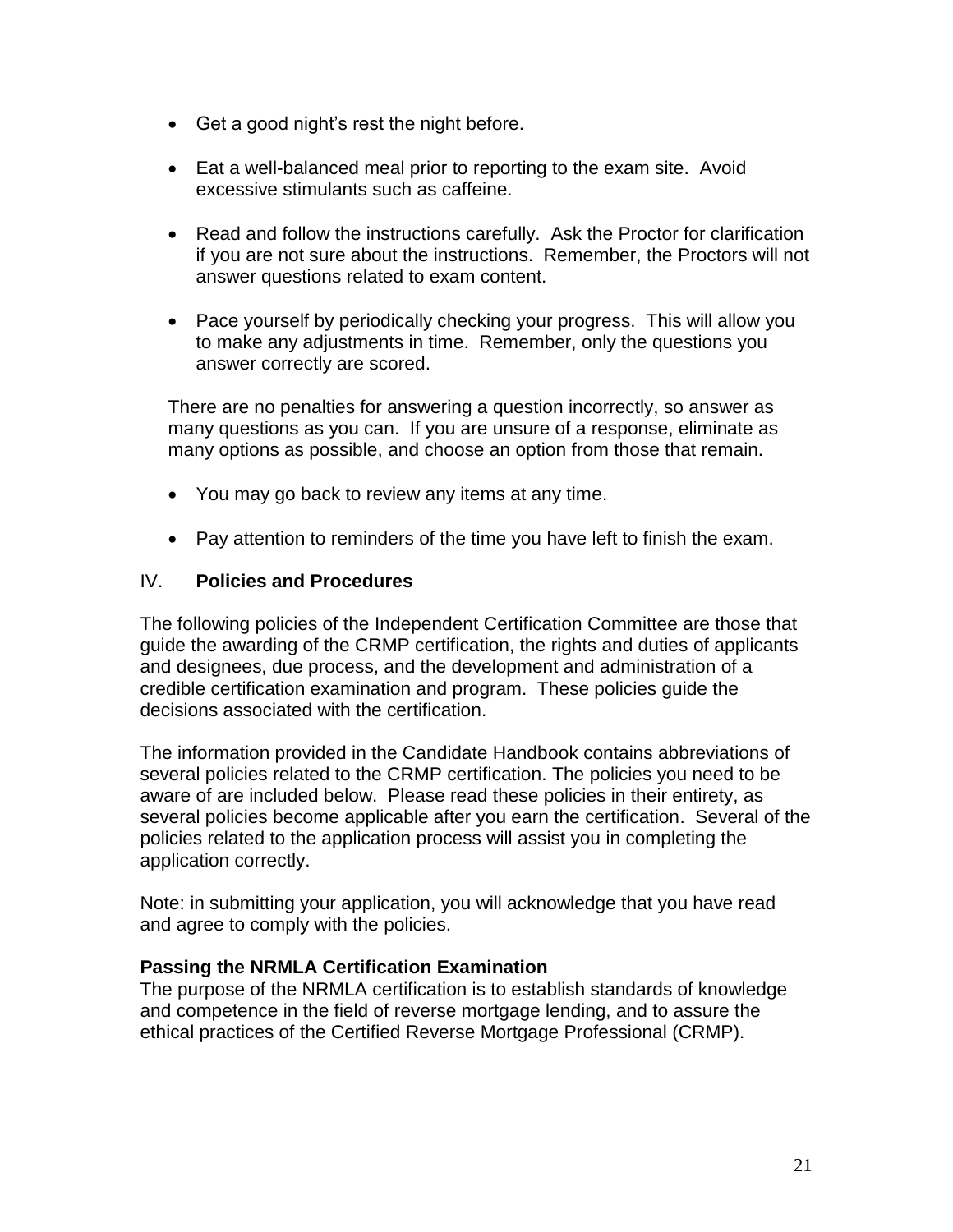- Get a good night's rest the night before.
- Eat a well-balanced meal prior to reporting to the exam site. Avoid excessive stimulants such as caffeine.
- Read and follow the instructions carefully. Ask the Proctor for clarification if you are not sure about the instructions. Remember, the Proctors will not answer questions related to exam content.
- Pace yourself by periodically checking your progress. This will allow you to make any adjustments in time. Remember, only the questions you answer correctly are scored.

  There are no penalties for answering a question incorrectly, so answer as many questions as you can. If you are unsure of a response, eliminate as many options as possible, and choose an option from those that remain.

- You may go back to review any items at any time.
- Pay attention to reminders of the time you have left to finish the exam.

## IV. **Policies and Procedures**

The following policies of the Independent Certification Committee are those that guide the awarding of the CRMP certification, the rights and duties of applicants and designees, due process, and the development and administration of a credible certification examination and program. These policies guide the decisions associated with the certification.

The information provided in the Candidate Handbook contains abbreviations of several policies related to the CRMP certification. The policies you need to be aware of are included below. Please read these policies in their entirety, as several policies become applicable after you earn the certification. Several of the policies related to the application process will assist you in completing the application correctly.

Note: in submitting your application, you will acknowledge that you have read and agree to comply with the policies.

### Passing the NRMLA Certification Examination

The purpose of the NRMLA certification is to establish standards of knowledge and competence in the field of reverse mortgage lending, and to assure the ethical practices of the Certified Reverse Mortgage Professional (CRMP).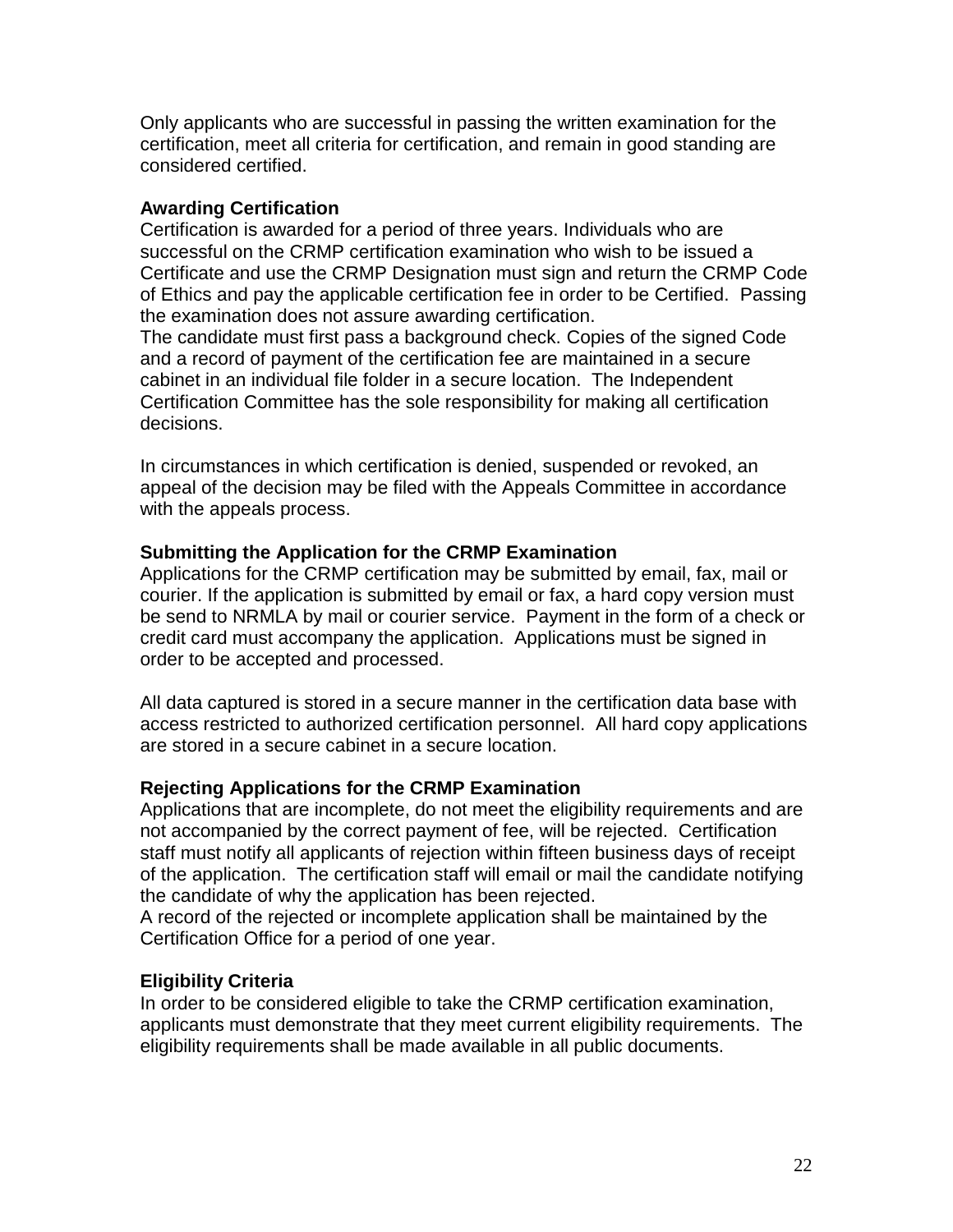Only applicants who are successful in passing the written examination for the certification, meet all criteria for certification, and remain in good standing are considered certified.

**Awarding Certification**

Certification is awarded for a period of three years. Individuals who are successful on the CRMP certification examination who wish to be issued a Certificate and use the CRMP Designation must sign and return the CRMP Code of Ethics and pay the applicable certification fee in order to be Certified. Passing the examination does not assure awarding certification.

The candidate must first pass a background check. Copies of the signed Code and a record of payment of the certification fee are maintained in a secure cabinet in an individual file folder in a secure location. The Independent Certification Committee has the sole responsibility for making all certification decisions.

In circumstances in which certification is denied, suspended or revoked, an appeal of the decision may be filed with the Appeals Committee in accordance with the appeals process.

**Submitting the Application for the CRMP Examination**

Applications for the CRMP certification may be submitted by email, fax, mail or courier. If the application is submitted by email or fax, a hard copy version must be send to NRMLA by mail or courier service. Payment in the form of a check or credit card must accompany the application. Applications must be signed in order to be accepted and processed.

All data captured is stored in a secure manner in the certification data base with access restricted to authorized certification personnel. All hard copy applications are stored in a secure cabinet in a secure location.

**Rejecting Applications for the CRMP Examination**

Applications that are incomplete, do not meet the eligibility requirements and are not accompanied by the correct payment of fee, will be rejected. Certification staff must notify all applicants of rejection within fifteen business days of receipt of the application. The certification staff will email or mail the candidate notifying the candidate of why the application has been rejected.

A record of the rejected or incomplete application shall be maintained by the Certification Office for a period of one year.

**Eligibility Criteria**

In order to be considered eligible to take the CRMP certification examination, applicants must demonstrate that they meet current eligibility requirements. The eligibility requirements shall be made available in all public documents.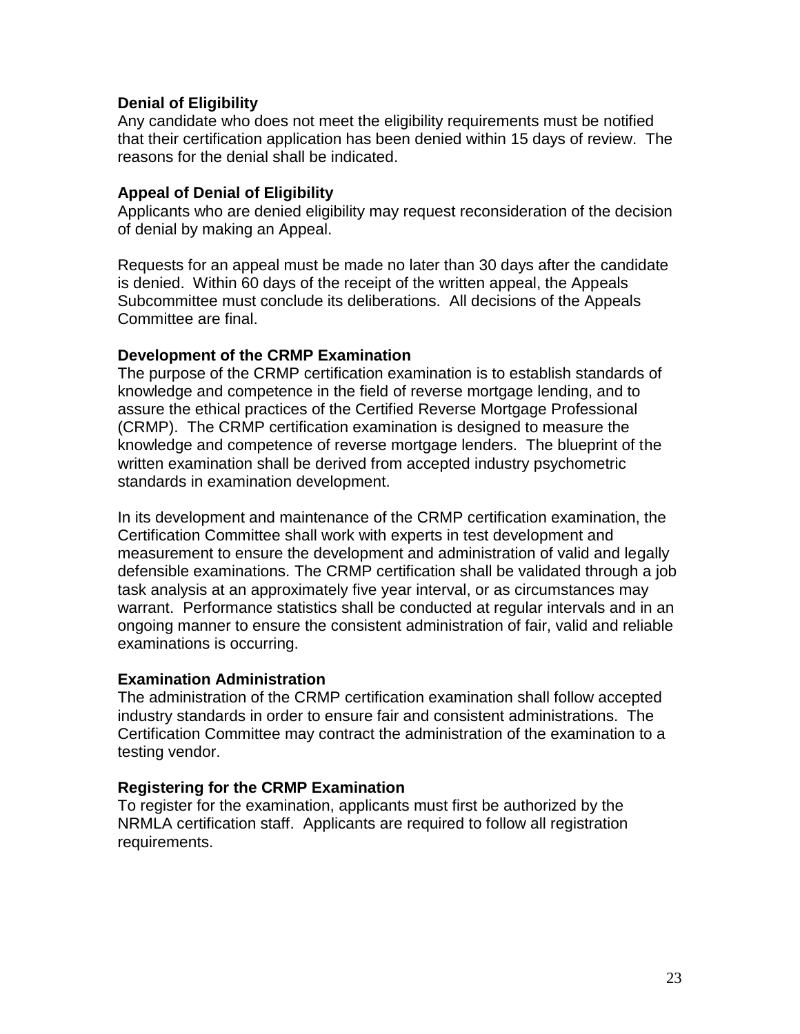**Denial of Eligibility**

Any candidate who does not meet the eligibility requirements must be notified that their certification application has been denied within 15 days of review. The reasons for the denial shall be indicated.

**Appeal of Denial of Eligibility**

Applicants who are denied eligibility may request reconsideration of the decision of denial by making an Appeal.

Requests for an appeal must be made no later than 30 days after the candidate is denied. Within 60 days of the receipt of the written appeal, the Appeals Subcommittee must conclude its deliberations. All decisions of the Appeals Committee are final.

**Development of the CRMP Examination**

The purpose of the CRMP certification examination is to establish standards of knowledge and competence in the field of reverse mortgage lending, and to assure the ethical practices of the Certified Reverse Mortgage Professional (CRMP). The CRMP certification examination is designed to measure the knowledge and competence of reverse mortgage lenders. The blueprint of the written examination shall be derived from accepted industry psychometric standards in examination development.

In its development and maintenance of the CRMP certification examination, the Certification Committee shall work with experts in test development and measurement to ensure the development and administration of valid and legally defensible examinations. The CRMP certification shall be validated through a job task analysis at an approximately five year interval, or as circumstances may warrant. Performance statistics shall be conducted at regular intervals and in an ongoing manner to ensure the consistent administration of fair, valid and reliable examinations is occurring.

**Examination Administration**

The administration of the CRMP certification examination shall follow accepted industry standards in order to ensure fair and consistent administrations. The Certification Committee may contract the administration of the examination to a testing vendor.

**Registering for the CRMP Examination**

To register for the examination, applicants must first be authorized by the NRMLA certification staff. Applicants are required to follow all registration requirements.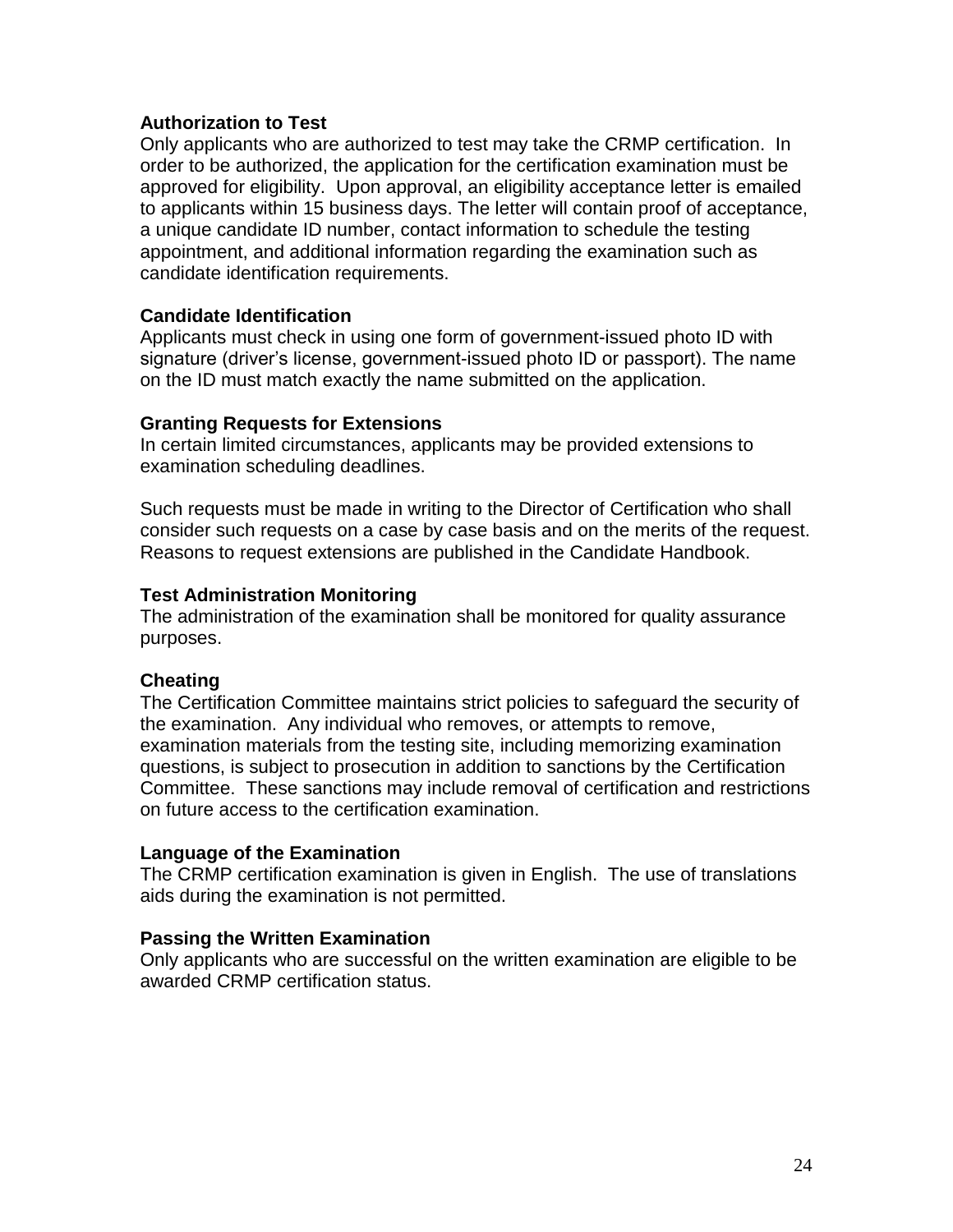**Authorization to Test**

Only applicants who are authorized to test may take the CRMP certification. In order to be authorized, the application for the certification examination must be approved for eligibility. Upon approval, an eligibility acceptance letter is emailed to applicants within 15 business days. The letter will contain proof of acceptance, a unique candidate ID number, contact information to schedule the testing appointment, and additional information regarding the examination such as candidate identification requirements.

**Candidate Identification**

Applicants must check in using one form of government-issued photo ID with signature (driver's license, government-issued photo ID or passport). The name on the ID must match exactly the name submitted on the application.

**Granting Requests for Extensions**

In certain limited circumstances, applicants may be provided extensions to examination scheduling deadlines.

Such requests must be made in writing to the Director of Certification who shall consider such requests on a case by case basis and on the merits of the request. Reasons to request extensions are published in the Candidate Handbook.

**Test Administration Monitoring**

The administration of the examination shall be monitored for quality assurance purposes.

**Cheating**

The Certification Committee maintains strict policies to safeguard the security of the examination. Any individual who removes, or attempts to remove, examination materials from the testing site, including memorizing examination questions, is subject to prosecution in addition to sanctions by the Certification Committee. These sanctions may include removal of certification and restrictions on future access to the certification examination.

**Language of the Examination**

The CRMP certification examination is given in English. The use of translations aids during the examination is not permitted.

**Passing the Written Examination**

Only applicants who are successful on the written examination are eligible to be awarded CRMP certification status.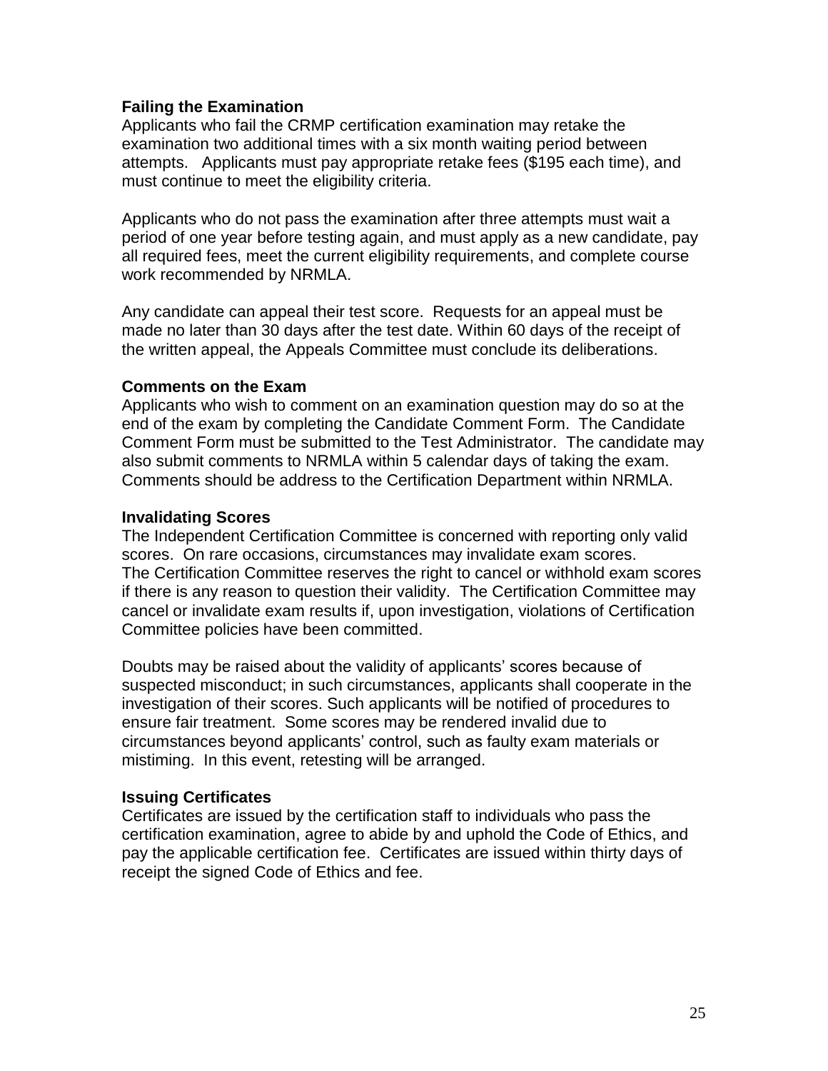**Failing the Examination**

Applicants who fail the CRMP certification examination may retake the examination two additional times with a six month waiting period between attempts. Applicants must pay appropriate retake fees ($195 each time), and must continue to meet the eligibility criteria.

Applicants who do not pass the examination after three attempts must wait a period of one year before testing again, and must apply as a new candidate, pay all required fees, meet the current eligibility requirements, and complete course work recommended by NRMLA.

Any candidate can appeal their test score. Requests for an appeal must be made no later than 30 days after the test date. Within 60 days of the receipt of the written appeal, the Appeals Committee must conclude its deliberations.

**Comments on the Exam**

Applicants who wish to comment on an examination question may do so at the end of the exam by completing the Candidate Comment Form. The Candidate Comment Form must be submitted to the Test Administrator. The candidate may also submit comments to NRMLA within 5 calendar days of taking the exam. Comments should be address to the Certification Department within NRMLA.

**Invalidating Scores**

The Independent Certification Committee is concerned with reporting only valid scores. On rare occasions, circumstances may invalidate exam scores. The Certification Committee reserves the right to cancel or withhold exam scores if there is any reason to question their validity. The Certification Committee may cancel or invalidate exam results if, upon investigation, violations of Certification Committee policies have been committed.

Doubts may be raised about the validity of applicants' scores because of suspected misconduct; in such circumstances, applicants shall cooperate in the investigation of their scores. Such applicants will be notified of procedures to ensure fair treatment. Some scores may be rendered invalid due to circumstances beyond applicants' control, such as faulty exam materials or mistiming. In this event, retesting will be arranged.

**Issuing Certificates**

Certificates are issued by the certification staff to individuals who pass the certification examination, agree to abide by and uphold the Code of Ethics, and pay the applicable certification fee. Certificates are issued within thirty days of receipt the signed Code of Ethics and fee.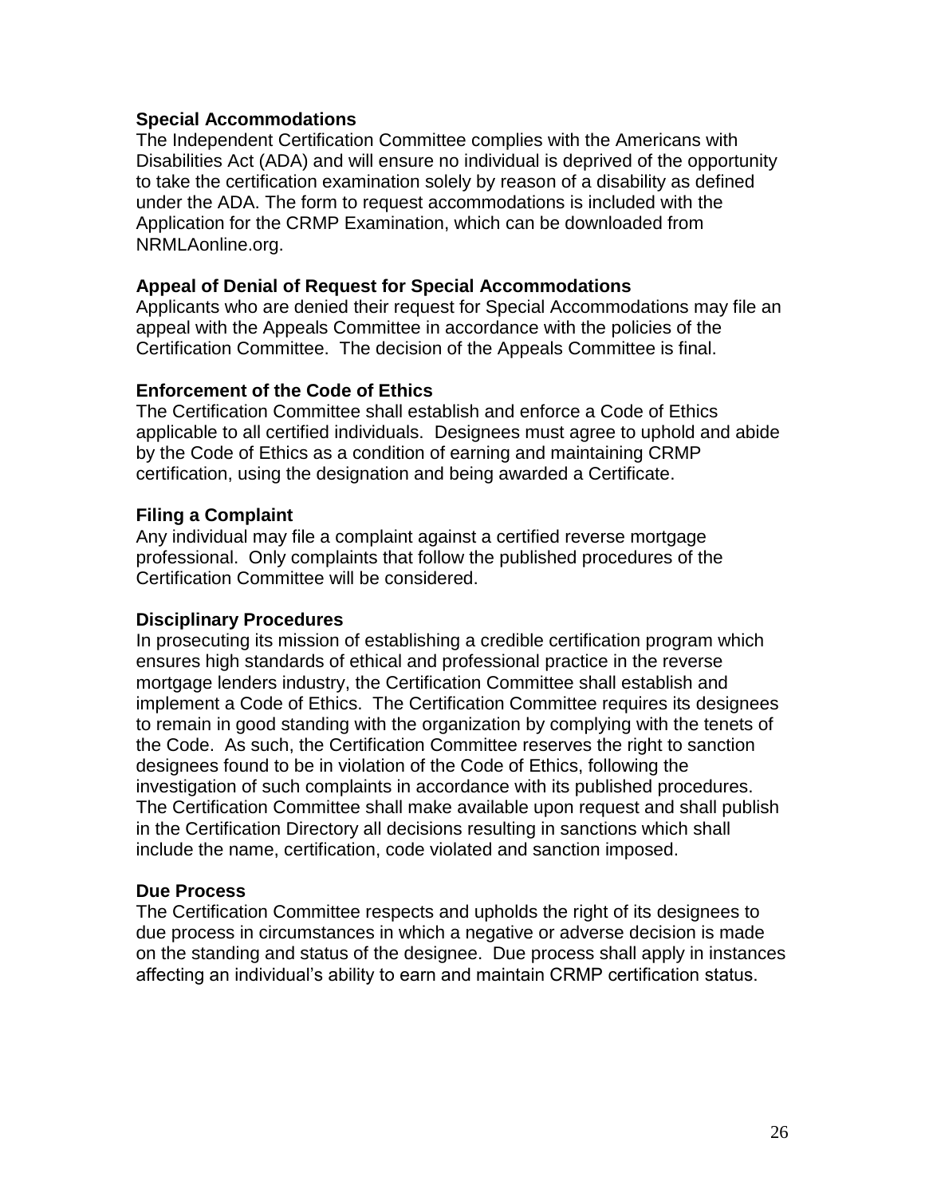### Special Accommodations

The Independent Certification Committee complies with the Americans with Disabilities Act (ADA) and will ensure no individual is deprived of the opportunity to take the certification examination solely by reason of a disability as defined under the ADA. The form to request accommodations is included with the Application for the CRMP Examination, which can be downloaded from NRMLAonline.org.

### Appeal of Denial of Request for Special Accommodations

Applicants who are denied their request for Special Accommodations may file an appeal with the Appeals Committee in accordance with the policies of the Certification Committee. The decision of the Appeals Committee is final.

### Enforcement of the Code of Ethics

The Certification Committee shall establish and enforce a Code of Ethics applicable to all certified individuals. Designees must agree to uphold and abide by the Code of Ethics as a condition of earning and maintaining CRMP certification, using the designation and being awarded a Certificate.

### Filing a Complaint

Any individual may file a complaint against a certified reverse mortgage professional. Only complaints that follow the published procedures of the Certification Committee will be considered.

### Disciplinary Procedures

In prosecuting its mission of establishing a credible certification program which ensures high standards of ethical and professional practice in the reverse mortgage lenders industry, the Certification Committee shall establish and implement a Code of Ethics. The Certification Committee requires its designees to remain in good standing with the organization by complying with the tenets of the Code. As such, the Certification Committee reserves the right to sanction designees found to be in violation of the Code of Ethics, following the investigation of such complaints in accordance with its published procedures. The Certification Committee shall make available upon request and shall publish in the Certification Directory all decisions resulting in sanctions which shall include the name, certification, code violated and sanction imposed.

### Due Process

The Certification Committee respects and upholds the right of its designees to due process in circumstances in which a negative or adverse decision is made on the standing and status of the designee. Due process shall apply in instances affecting an individual's ability to earn and maintain CRMP certification status.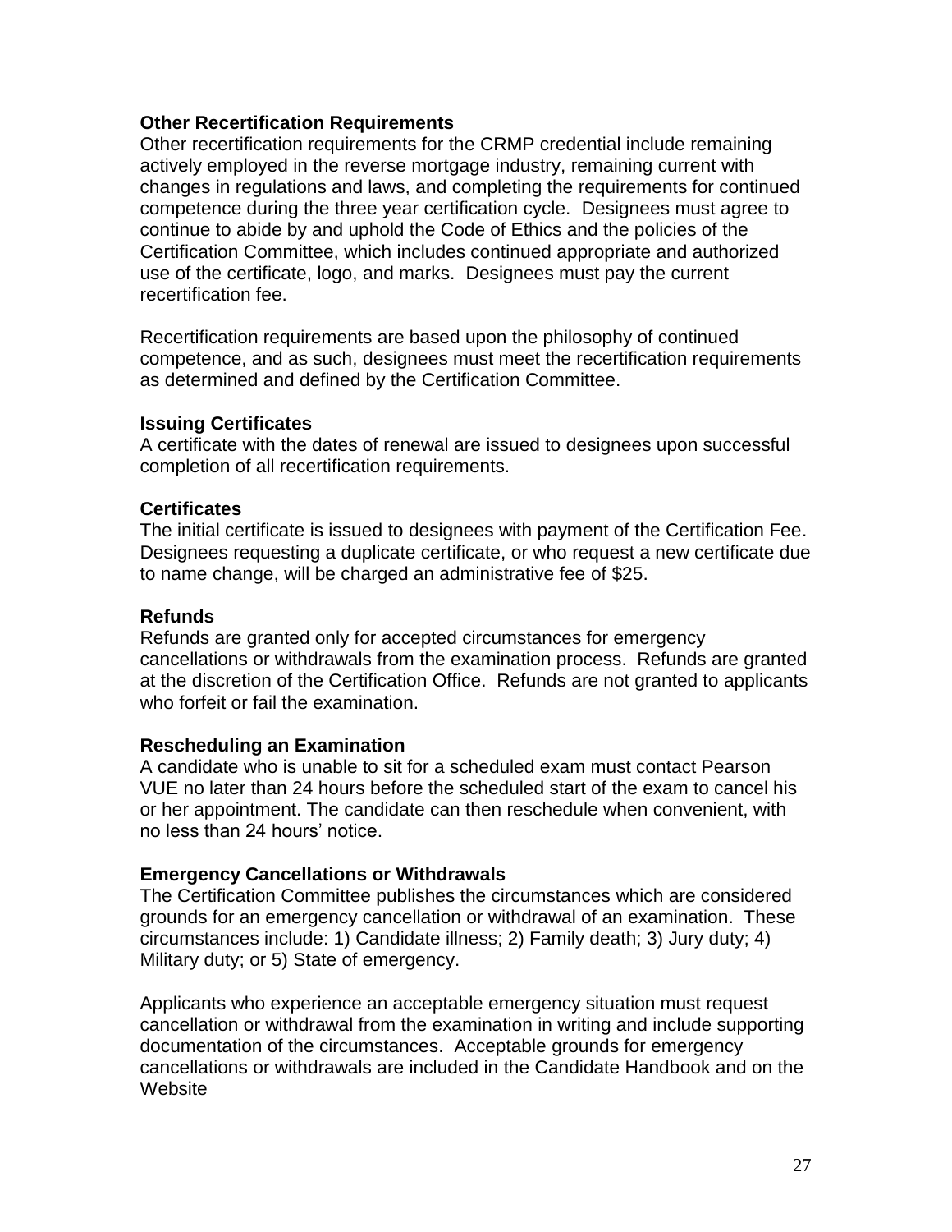### Other Recertification Requirements

Other recertification requirements for the CRMP credential include remaining actively employed in the reverse mortgage industry, remaining current with changes in regulations and laws, and completing the requirements for continued competence during the three year certification cycle. Designees must agree to continue to abide by and uphold the Code of Ethics and the policies of the Certification Committee, which includes continued appropriate and authorized use of the certificate, logo, and marks. Designees must pay the current recertification fee.

Recertification requirements are based upon the philosophy of continued competence, and as such, designees must meet the recertification requirements as determined and defined by the Certification Committee.

### Issuing Certificates

A certificate with the dates of renewal are issued to designees upon successful completion of all recertification requirements.

### Certificates

The initial certificate is issued to designees with payment of the Certification Fee. Designees requesting a duplicate certificate, or who request a new certificate due to name change, will be charged an administrative fee of $25.

### Refunds

Refunds are granted only for accepted circumstances for emergency cancellations or withdrawals from the examination process. Refunds are granted at the discretion of the Certification Office. Refunds are not granted to applicants who forfeit or fail the examination.

### Rescheduling an Examination

A candidate who is unable to sit for a scheduled exam must contact Pearson VUE no later than 24 hours before the scheduled start of the exam to cancel his or her appointment. The candidate can then reschedule when convenient, with no less than 24 hours' notice.

### Emergency Cancellations or Withdrawals

The Certification Committee publishes the circumstances which are considered grounds for an emergency cancellation or withdrawal of an examination. These circumstances include: 1) Candidate illness; 2) Family death; 3) Jury duty; 4) Military duty; or 5) State of emergency.

Applicants who experience an acceptable emergency situation must request cancellation or withdrawal from the examination in writing and include supporting documentation of the circumstances. Acceptable grounds for emergency cancellations or withdrawals are included in the Candidate Handbook and on the Website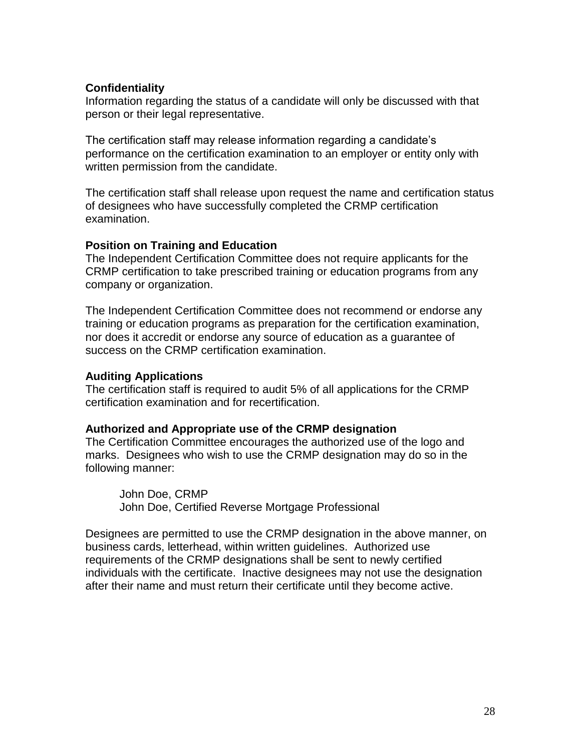**Confidentiality**
Information regarding the status of a candidate will only be discussed with that person or their legal representative.

The certification staff may release information regarding a candidate's performance on the certification examination to an employer or entity only with written permission from the candidate.

The certification staff shall release upon request the name and certification status of designees who have successfully completed the CRMP certification examination.

**Position on Training and Education**
The Independent Certification Committee does not require applicants for the CRMP certification to take prescribed training or education programs from any company or organization.

The Independent Certification Committee does not recommend or endorse any training or education programs as preparation for the certification examination, nor does it accredit or endorse any source of education as a guarantee of success on the CRMP certification examination.

**Auditing Applications**
The certification staff is required to audit 5% of all applications for the CRMP certification examination and for recertification.

**Authorized and Appropriate use of the CRMP designation**
The Certification Committee encourages the authorized use of the logo and marks. Designees who wish to use the CRMP designation may do so in the following manner:

> John Doe, CRMP
> John Doe, Certified Reverse Mortgage Professional

Designees are permitted to use the CRMP designation in the above manner, on business cards, letterhead, within written guidelines. Authorized use requirements of the CRMP designations shall be sent to newly certified individuals with the certificate. Inactive designees may not use the designation after their name and must return their certificate until they become active.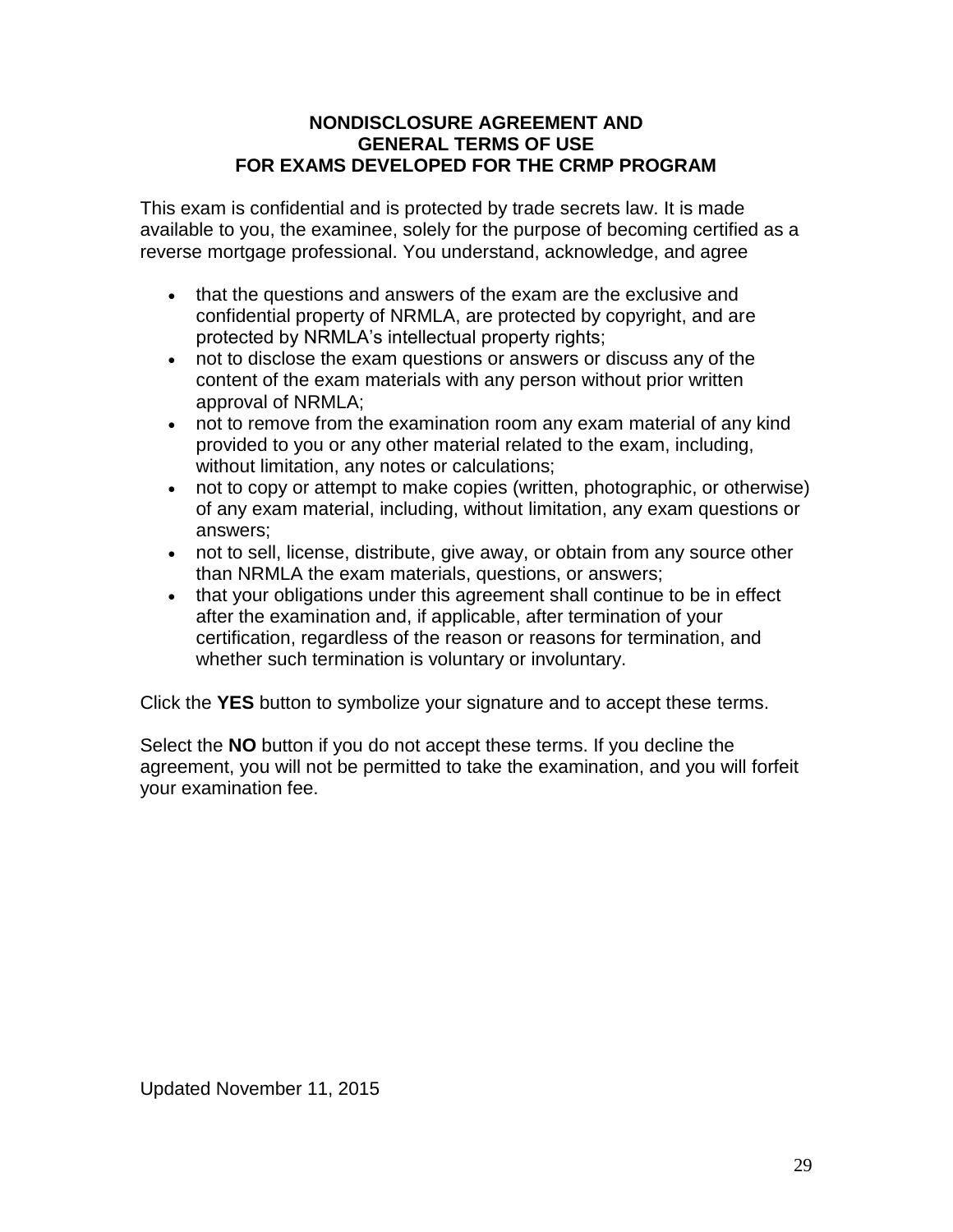# NONDISCLOSURE AGREEMENT AND GENERAL TERMS OF USE FOR EXAMS DEVELOPED FOR THE CRMP PROGRAM

This exam is confidential and is protected by trade secrets law. It is made available to you, the examinee, solely for the purpose of becoming certified as a reverse mortgage professional. You understand, acknowledge, and agree

- that the questions and answers of the exam are the exclusive and confidential property of NRMLA, are protected by copyright, and are protected by NRMLA's intellectual property rights;
- not to disclose the exam questions or answers or discuss any of the content of the exam materials with any person without prior written approval of NRMLA;
- not to remove from the examination room any exam material of any kind provided to you or any other material related to the exam, including, without limitation, any notes or calculations;
- not to copy or attempt to make copies (written, photographic, or otherwise) of any exam material, including, without limitation, any exam questions or answers;
- not to sell, license, distribute, give away, or obtain from any source other than NRMLA the exam materials, questions, or answers;
- that your obligations under this agreement shall continue to be in effect after the examination and, if applicable, after termination of your certification, regardless of the reason or reasons for termination, and whether such termination is voluntary or involuntary.

Click the **YES** button to symbolize your signature and to accept these terms.

Select the **NO** button if you do not accept these terms. If you decline the agreement, you will not be permitted to take the examination, and you will forfeit your examination fee.

Updated November 11, 2015